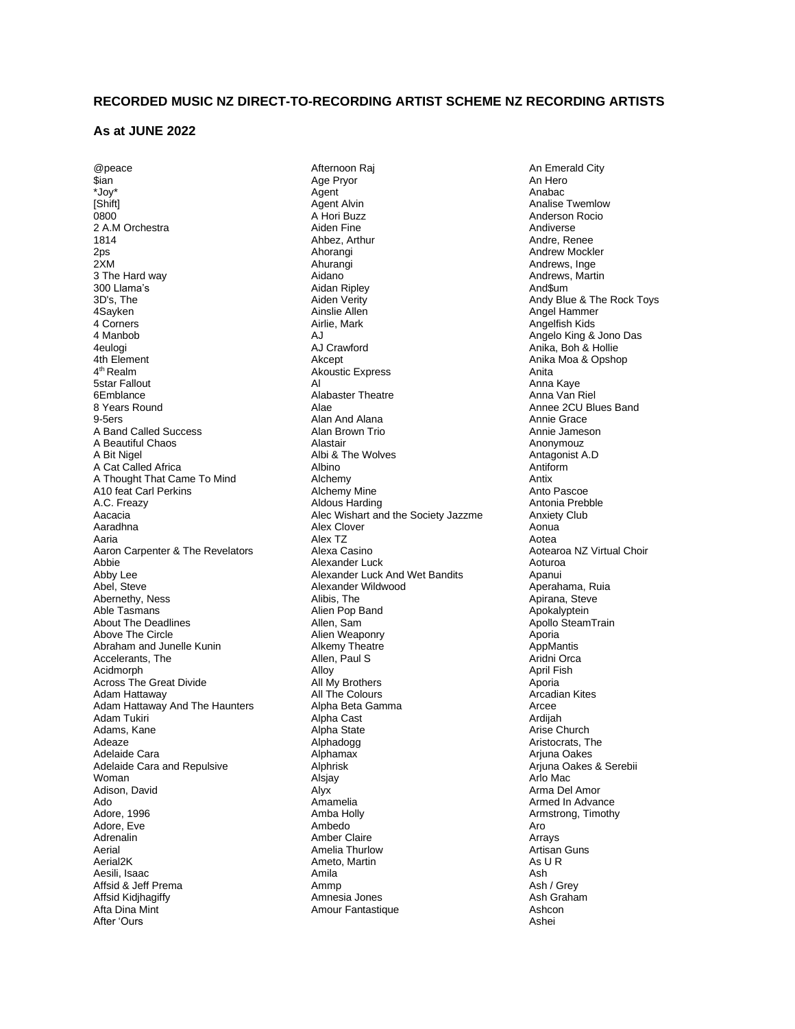**RECORDED MUSIC NZ DIRECT-TO-RECORDING ARTIST SCHEME NZ RECORDING ARTISTS**

**As at JUNE 2022**

@peace
$ian
*Joy*
[Shift]
0800
2 A.M Orchestra
1814
2ps
2XM
3 The Hard way
300 Llama's
3D's, The
4Sayken
4 Corners
4 Manbob
4eulogi
4th Element
4th Realm
5star Fallout
6Emblance
8 Years Round
9-5ers
A Band Called Success
A Beautiful Chaos
A Bit Nigel
A Cat Called Africa
A Thought That Came To Mind
A10 feat Carl Perkins
A.C. Freazy
Aacacia
Aaradhna
Aaria
Aaron Carpenter & The Revelators
Abbie
Abby Lee
Abel, Steve
Abernethy, Ness
Able Tasmans
About The Deadlines
Above The Circle
Abraham and Junelle Kunin
Accelerants, The
Acidmorph
Across The Great Divide
Adam Hattaway
Adam Hattaway And The Haunters
Adam Tukiri
Adams, Kane
Adeaze
Adelaide Cara
Adelaide Cara and Repulsive Woman
Adison, David
Ado
Adore, 1996
Adore, Eve
Adrenalin
Aerial
Aerial2K
Aesili, Isaac
Affsid & Jeff Prema
Affsid Kidjhagiffy
Afta Dina Mint
After 'Ours
Afternoon Raj
Age Pryor
Agent
Agent Alvin
A Hori Buzz
Aiden Fine
Ahbez, Arthur
Ahorangi
Ahurangi
Aidano
Aidan Ripley
Aiden Verity
Ainslie Allen
Airlie, Mark
AJ
AJ Crawford
Akcept
Akoustic Express
Al
Alabaster Theatre
Alae
Alan And Alana
Alan Brown Trio
Alastair
Albi & The Wolves
Albino
Alchemy
Alchemy Mine
Aldous Harding
Alec Wishart and the Society Jazzme
Alex Clover
Alex TZ
Alexa Casino
Alexander Luck
Alexander Luck And Wet Bandits
Alexander Wildwood
Alibis, The
Alien Pop Band
Allen, Sam
Alien Weaponry
Alkemy Theatre
Allen, Paul S
Alloy
All My Brothers
All The Colours
Alpha Beta Gamma
Alpha Cast
Alpha State
Alphadogg
Alphamax
Alphrisk
Alsjay
Alyx
Amamelia
Amba Holly
Ambedo
Amber Claire
Amelia Thurlow
Ameto, Martin
Amila
Ammp
Amnesia Jones
Amour Fantastique
An Emerald City
An Hero
Anabac
Analise Twemlow
Anderson Rocio
Andiverse
Andre, Renee
Andrew Mockler
Andrews, Inge
Andrews, Martin
And$um
Andy Blue & The Rock Toys
Angel Hammer
Angelfish Kids
Angelo King & Jono Das
Anika, Boh & Hollie
Anika Moa & Opshop
Anita
Anna Kaye
Anna Van Riel
Annee 2CU Blues Band
Annie Grace
Annie Jameson
Anonymouz
Antagonist A.D
Antiform
Antix
Anto Pascoe
Antonia Prebble
Anxiety Club
Aonua
Aotea
Aotearoa NZ Virtual Choir
Aoturoa
Apanui
Aperahama, Ruia
Apirana, Steve
Apokalyptein
Apollo SteamTrain
Aporia
AppMantis
Aridni Orca
April Fish
Aporia
Arcadian Kites
Arcee
Ardijah
Arise Church
Aristocrats, The
Arjuna Oakes
Arjuna Oakes & Serebii
Arlo Mac
Arma Del Amor
Armed In Advance
Armstrong, Timothy
Aro
Arrays
Artisan Guns
As U R
Ash
Ash / Grey
Ash Graham
Ashcon
Ashei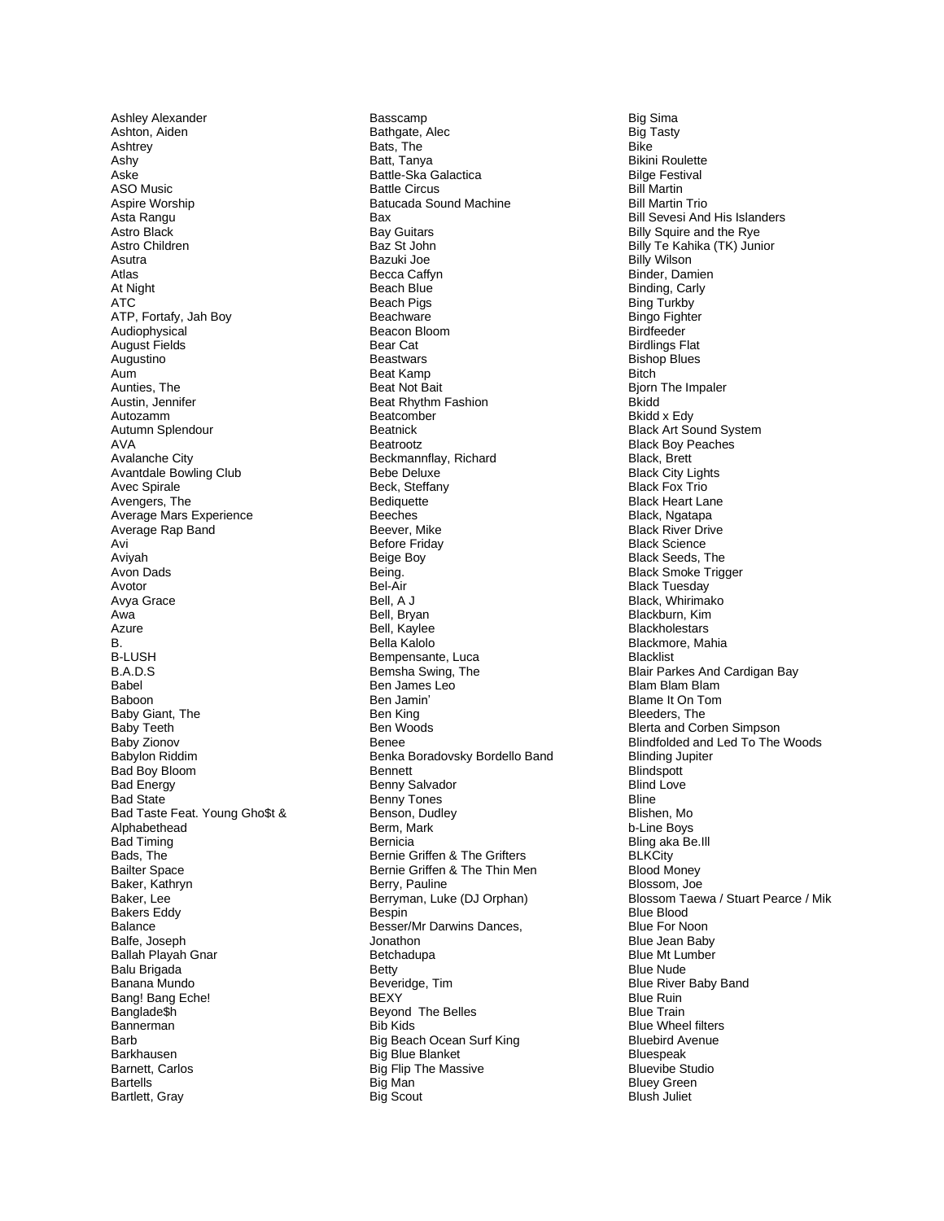Ashley Alexander
Ashton, Aiden
Ashtrey
Ashy
Aske
ASO Music
Aspire Worship
Asta Rangu
Astro Black
Astro Children
Asutra
Atlas
At Night
ATC
ATP, Fortafy, Jah Boy
Audiophysical
August Fields
Augustino
Aum
Aunties, The
Austin, Jennifer
Autozamm
Autumn Splendour
AVA
Avalanche City
Avantdale Bowling Club
Avec Spirale
Avengers, The
Average Mars Experience
Average Rap Band
Avi
Aviyah
Avon Dads
Avotor
Avya Grace
Awa
Azure
B.
B-LUSH
B.A.D.S
Babel
Baboon
Baby Giant, The
Baby Teeth
Baby Zionov
Babylon Riddim
Bad Boy Bloom
Bad Energy
Bad State
Bad Taste Feat. Young Gho$t & Alphabethead
Bad Timing
Bads, The
Bailter Space
Baker, Kathryn
Baker, Lee
Bakers Eddy
Balance
Balfe, Joseph
Ballah Playah Gnar
Balu Brigada
Banana Mundo
Bang! Bang Eche!
Banglade$h
Bannerman
Barb
Barkhausen
Barnett, Carlos
Bartells
Bartlett, Gray
Basscamp
Bathgate, Alec
Bats, The
Batt, Tanya
Battle-Ska Galactica
Battle Circus
Batucada Sound Machine
Bax
Bay Guitars
Baz St John
Bazuki Joe
Becca Caffyn
Beach Blue
Beach Pigs
Beachware
Beacon Bloom
Bear Cat
Beastwars
Beat Kamp
Beat Not Bait
Beat Rhythm Fashion
Beatcomber
Beatnick
Beatrootz
Beckmannflay, Richard
Bebe Deluxe
Beck, Steffany
Bediquette
Beeches
Beever, Mike
Before Friday
Beige Boy
Being.
Bel-Air
Bell, A J
Bell, Bryan
Bell, Kaylee
Bella Kalolo
Bempensante, Luca
Bemsha Swing, The
Ben James Leo
Ben Jamin'
Ben King
Ben Woods
Benee
Benka Boradovsky Bordello Band
Bennett
Benny Salvador
Benny Tones
Benson, Dudley
Berm, Mark
Bernicia
Bernie Griffen & The Grifters
Bernie Griffen & The Thin Men
Berry, Pauline
Berryman, Luke (DJ Orphan)
Bespin
Besser/Mr Darwins Dances, Jonathon
Betchadupa
Betty
Beveridge, Tim
BEXY
Beyond The Belles
Bib Kids
Big Beach Ocean Surf King
Big Blue Blanket
Big Flip The Massive
Big Man
Big Scout
Big Sima
Big Tasty
Bike
Bikini Roulette
Bilge Festival
Bill Martin
Bill Martin Trio
Bill Sevesi And His Islanders
Billy Squire and the Rye
Billy Te Kahika (TK) Junior
Billy Wilson
Binder, Damien
Binding, Carly
Bing Turkby
Bingo Fighter
Birdfeeder
Birdlings Flat
Bishop Blues
Bitch
Bjorn The Impaler
Bkidd
Bkidd x Edy
Black Art Sound System
Black Boy Peaches
Black, Brett
Black City Lights
Black Fox Trio
Black Heart Lane
Black, Ngatapa
Black River Drive
Black Science
Black Seeds, The
Black Smoke Trigger
Black Tuesday
Black, Whirimako
Blackburn, Kim
Blackholestars
Blackmore, Mahia
Blacklist
Blair Parkes And Cardigan Bay
Blam Blam Blam
Blame It On Tom
Bleeders, The
Blerta and Corben Simpson
Blindfolded and Led To The Woods
Blinding Jupiter
Blindspott
Blind Love
Bline
Blishen, Mo
b-Line Boys
Bling aka Be.Ill
BLKCity
Blood Money
Blossom, Joe
Blossom Taewa / Stuart Pearce / Mik
Blue Blood
Blue For Noon
Blue Jean Baby
Blue Mt Lumber
Blue Nude
Blue River Baby Band
Blue Ruin
Blue Train
Blue Wheel filters
Bluebird Avenue
Bluespeak
Bluevibe Studio
Bluey Green
Blush Juliet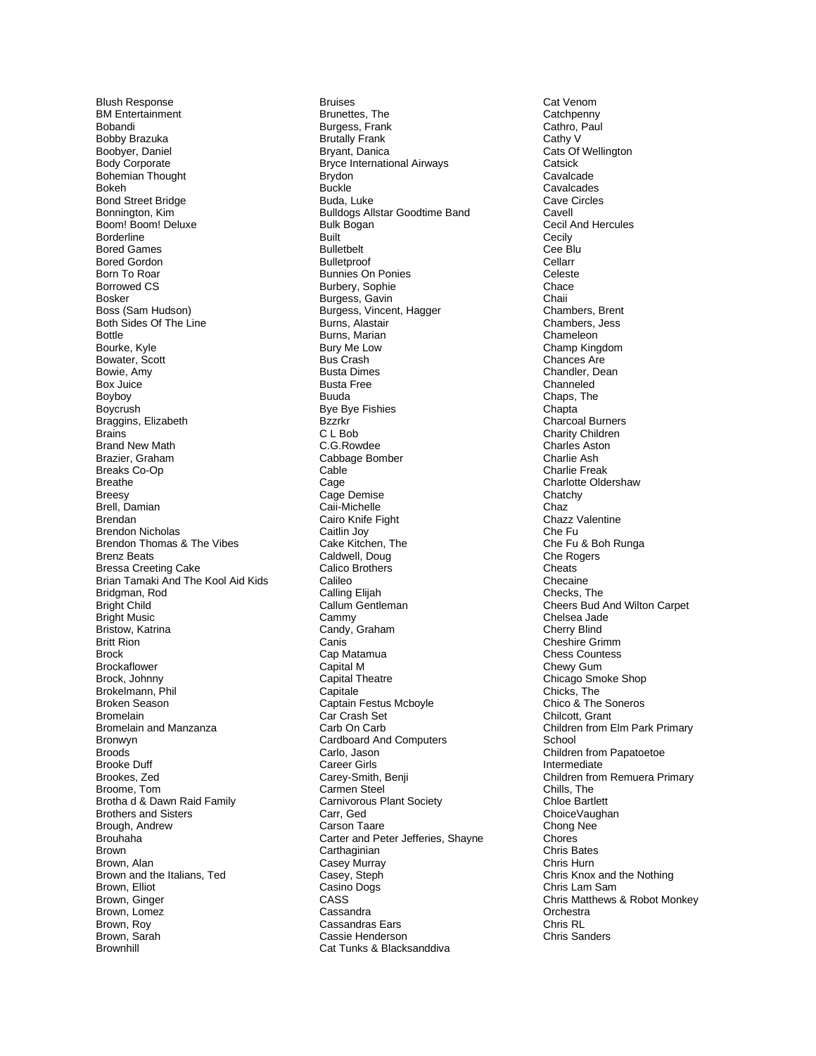Blush Response
BM Entertainment
Bobandi
Bobby Brazuka
Boobyer, Daniel
Body Corporate
Bohemian Thought
Bokeh
Bond Street Bridge
Bonnington, Kim
Boom! Boom! Deluxe
Borderline
Bored Games
Bored Gordon
Born To Roar
Borrowed CS
Bosker
Boss (Sam Hudson)
Both Sides Of The Line
Bottle
Bourke, Kyle
Bowater, Scott
Bowie, Amy
Box Juice
Boyboy
Boycrush
Braggins, Elizabeth
Brains
Brand New Math
Brazier, Graham
Breaks Co-Op
Breathe
Breesy
Brell, Damian
Brendan
Brendon Nicholas
Brendon Thomas & The Vibes
Brenz Beats
Bressa Creeting Cake
Brian Tamaki And The Kool Aid Kids
Bridgman, Rod
Bright Child
Bright Music
Bristow, Katrina
Britt Rion
Brock
Brockaflower
Brock, Johnny
Brokelmann, Phil
Broken Season
Bromelain
Bromelain and Manzanza
Bronwyn
Broods
Brooke Duff
Brookes, Zed
Broome, Tom
Brotha d & Dawn Raid Family
Brothers and Sisters
Brough, Andrew
Brouhaha
Brown
Brown, Alan
Brown and the Italians, Ted
Brown, Elliot
Brown, Ginger
Brown, Lomez
Brown, Roy
Brown, Sarah
Brownhill
Bruises
Brunettes, The
Burgess, Frank
Brutally Frank
Bryant, Danica
Bryce International Airways
Brydon
Buckle
Buda, Luke
Bulldogs Allstar Goodtime Band
Bulk Bogan
Built
Bulletbelt
Bulletproof
Bunnies On Ponies
Burbery, Sophie
Burgess, Gavin
Burgess, Vincent, Hagger
Burns, Alastair
Burns, Marian
Bury Me Low
Bus Crash
Busta Dimes
Busta Free
Buuda
Bye Bye Fishies
Bzzrkr
C L Bob
C.G.Rowdee
Cabbage Bomber
Cable
Cage
Cage Demise
Caii-Michelle
Cairo Knife Fight
Caitlin Joy
Cake Kitchen, The
Caldwell, Doug
Calico Brothers
Calileo
Calling Elijah
Callum Gentleman
Cammy
Candy, Graham
Canis
Cap Matamua
Capital M
Capital Theatre
Capitale
Captain Festus Mcboyle
Car Crash Set
Carb On Carb
Cardboard And Computers
Carlo, Jason
Career Girls
Carey-Smith, Benji
Carmen Steel
Carnivorous Plant Society
Carr, Ged
Carson Taare
Carter and Peter Jefferies, Shayne
Carthaginian
Casey Murray
Casey, Steph
Casino Dogs
CASS
Cassandra
Cassandras Ears
Cassie Henderson
Cat Tunks & Blacksanddiva
Cat Venom
Catchpenny
Cathro, Paul
Cathy V
Cats Of Wellington
Catsick
Cavalcade
Cavalcades
Cave Circles
Cavell
Cecil And Hercules
Cecily
Cee Blu
Cellarr
Celeste
Chace
Chaii
Chambers, Brent
Chambers, Jess
Chameleon
Champ Kingdom
Chances Are
Chandler, Dean
Channeled
Chaps, The
Chapta
Charcoal Burners
Charity Children
Charles Aston
Charlie Ash
Charlie Freak
Charlotte Oldershaw
Chatchy
Chaz
Chazz Valentine
Che Fu
Che Fu & Boh Runga
Che Rogers
Cheats
Checaine
Checks, The
Cheers Bud And Wilton Carpet
Chelsea Jade
Cherry Blind
Cheshire Grimm
Chess Countess
Chewy Gum
Chicago Smoke Shop
Chicks, The
Chico & The Soneros
Chilcott, Grant
Children from Elm Park Primary School
Children from Papatoetoe Intermediate
Children from Remuera Primary
Chills, The
Chloe Bartlett
ChoiceVaughan
Chong Nee
Chores
Chris Bates
Chris Hurn
Chris Knox and the Nothing
Chris Lam Sam
Chris Matthews & Robot Monkey Orchestra
Chris RL
Chris Sanders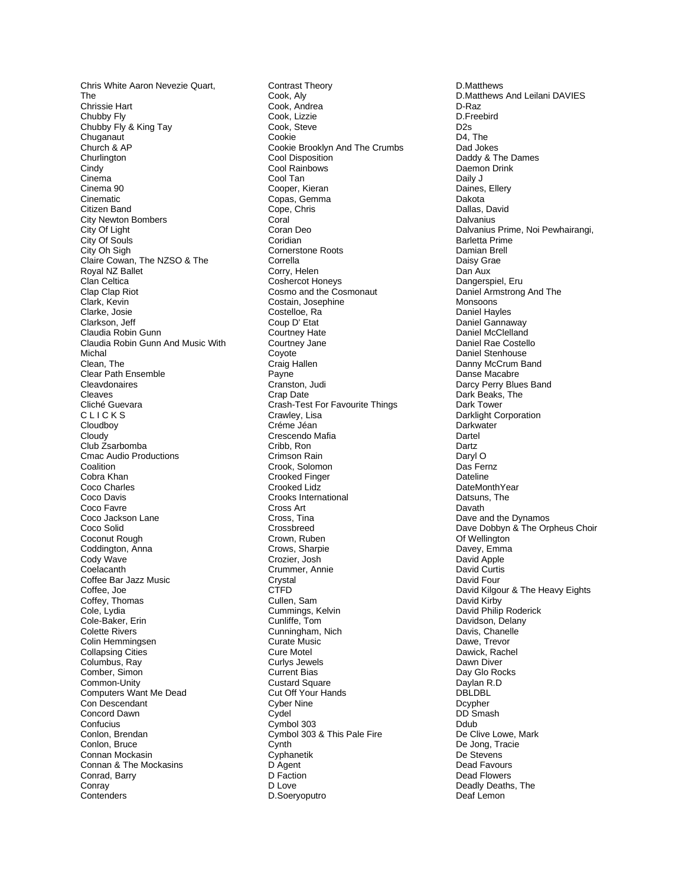Chris White Aaron Nevezie Quart, The
Chrissie Hart
Chubby Fly
Chubby Fly & King Tay
Chuganaut
Church & AP
Churlington
Cindy
Cinema
Cinema 90
Cinematic
Citizen Band
City Newton Bombers
City Of Light
City Of Souls
City Oh Sigh
Claire Cowan, The NZSO & The Royal NZ Ballet
Clan Celtica
Clap Clap Riot
Clark, Kevin
Clarke, Josie
Clarkson, Jeff
Claudia Robin Gunn
Claudia Robin Gunn And Music With Michal
Clean, The
Clear Path Ensemble
Cleavdonaires
Cleaves
Cliché Guevara
C L I C K S
Cloudboy
Cloudy
Club Zsarbomba
Cmac Audio Productions
Coalition
Cobra Khan
Coco Charles
Coco Davis
Coco Favre
Coco Jackson Lane
Coco Solid
Coconut Rough
Coddington, Anna
Cody Wave
Coelacanth
Coffee Bar Jazz Music
Coffee, Joe
Coffey, Thomas
Cole, Lydia
Cole-Baker, Erin
Colette Rivers
Colin Hemmingsen
Collapsing Cities
Columbus, Ray
Comber, Simon
Common-Unity
Computers Want Me Dead
Con Descendant
Concord Dawn
Confucius
Conlon, Brendan
Conlon, Bruce
Connan Mockasin
Connan & The Mockasins
Conrad, Barry
Conray
Contenders
Contrast Theory
Cook, Aly
Cook, Andrea
Cook, Lizzie
Cook, Steve
Cookie
Cookie Brooklyn And The Crumbs
Cool Disposition
Cool Rainbows
Cool Tan
Cooper, Kieran
Copas, Gemma
Cope, Chris
Coral
Coran Deo
Coridian
Cornerstone Roots
Corrella
Corry, Helen
Coshercot Honeys
Cosmo and the Cosmonaut
Costain, Josephine
Costelloe, Ra
Coup D' Etat
Courtney Hate
Courtney Jane
Coyote
Craig Hallen
Payne
Cranston, Judi
Crap Date
Crash-Test For Favourite Things
Crawley, Lisa
Créme Jéan
Crescendo Mafia
Cribb, Ron
Crimson Rain
Crook, Solomon
Crooked Finger
Crooked Lidz
Crooks International
Cross Art
Cross, Tina
Crossbreed
Crown, Ruben
Crows, Sharpie
Crozier, Josh
Crummer, Annie
Crystal
CTFD
Cullen, Sam
Cummings, Kelvin
Cunliffe, Tom
Cunningham, Nich
Curate Music
Cure Motel
Curlys Jewels
Current Bias
Custard Square
Cut Off Your Hands
Cyber Nine
Cydel
Cymbol 303
Cymbol 303 & This Pale Fire
Cynth
Cyphanetik
D Agent
D Faction
D Love
D.Soeryoputro
D.Matthews
D.Matthews And Leilani DAVIES
D-Raz
D.Freebird
D2s
D4, The
Dad Jokes
Daddy & The Dames
Daemon Drink
Daily J
Daines, Ellery
Dakota
Dallas, David
Dalvanius
Dalvanius Prime, Noi Pewhairangi, Barletta Prime
Damian Brell
Daisy Grae
Dan Aux
Dangerspiel, Eru
Daniel Armstrong And The Monsoons
Daniel Hayles
Daniel Gannaway
Daniel McClelland
Daniel Rae Costello
Daniel Stenhouse
Danny McCrum Band
Danse Macabre
Darcy Perry Blues Band
Dark Beaks, The
Dark Tower
Darklight Corporation
Darkwater
Dartel
Dartz
Daryl O
Das Fernz
Dateline
DateMonthYear
Datsuns, The
Davath
Dave and the Dynamos
Dave Dobbyn & The Orpheus Choir Of Wellington
Davey, Emma
David Apple
David Curtis
David Four
David Kilgour & The Heavy Eights
David Kirby
David Philip Roderick
Davidson, Delany
Davis, Chanelle
Dawe, Trevor
Dawick, Rachel
Dawn Diver
Day Glo Rocks
Daylan R.D
DBLDBL
Dcypher
DD Smash
Ddub
De Clive Lowe, Mark
De Jong, Tracie
De Stevens
Dead Favours
Dead Flowers
Deadly Deaths, The
Deaf Lemon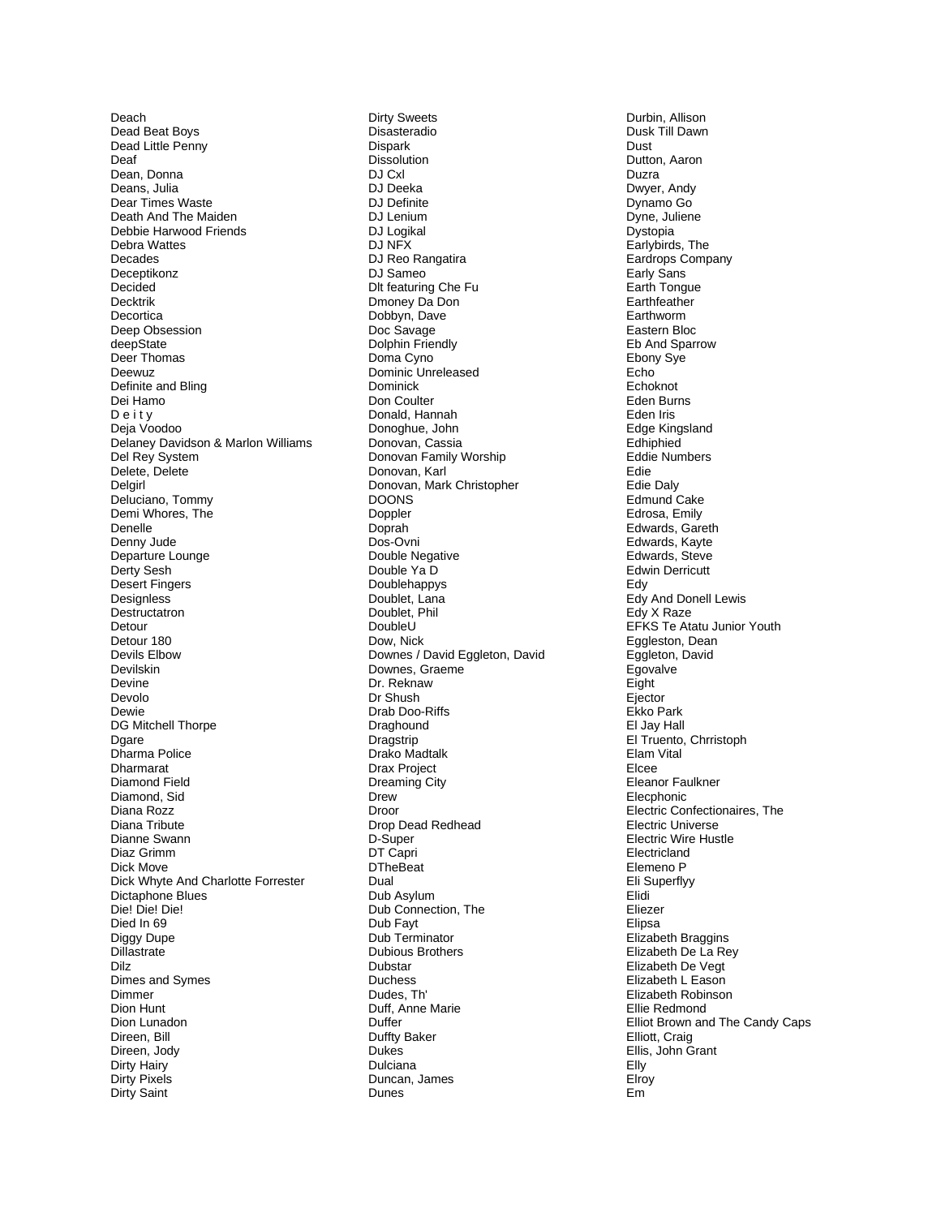Deach
Dead Beat Boys
Dead Little Penny
Deaf
Dean, Donna
Deans, Julia
Dear Times Waste
Death And The Maiden
Debbie Harwood Friends
Debra Wattes
Decades
Deceptikonz
Decided
Decktrik
Decortica
Deep Obsession
deepState
Deer Thomas
Deewuz
Definite and Bling
Dei Hamo
D e i t y
Deja Voodoo
Delaney Davidson & Marlon Williams
Del Rey System
Delete, Delete
Delgirl
Deluciano, Tommy
Demi Whores, The
Denelle
Denny Jude
Departure Lounge
Derty Sesh
Desert Fingers
Designless
Destructatron
Detour
Detour 180
Devils Elbow
Devilskin
Devine
Devolo
Dewie
DG Mitchell Thorpe
Dgare
Dharma Police
Dharmarat
Diamond Field
Diamond, Sid
Diana Rozz
Diana Tribute
Dianne Swann
Diaz Grimm
Dick Move
Dick Whyte And Charlotte Forrester
Dictaphone Blues
Die! Die! Die!
Died In 69
Diggy Dupe
Dillastrate
Dilz
Dimes and Symes
Dimmer
Dion Hunt
Dion Lunadon
Direen, Bill
Direen, Jody
Dirty Hairy
Dirty Pixels
Dirty Saint
Dirty Sweets
Disasteradio
Dispark
Dissolution
DJ Cxl
DJ Deeka
DJ Definite
DJ Lenium
DJ Logikal
DJ NFX
DJ Reo Rangatira
DJ Sameo
Dlt featuring Che Fu
Dmoney Da Don
Dobbyn, Dave
Doc Savage
Dolphin Friendly
Doma Cyno
Dominic Unreleased
Dominick
Don Coulter
Donald, Hannah
Donoghue, John
Donovan, Cassia
Donovan Family Worship
Donovan, Karl
Donovan, Mark Christopher
DOONS
Doppler
Doprah
Dos-Ovni
Double Negative
Double Ya D
Doublehappys
Doublet, Lana
Doublet, Phil
DoubleU
Dow, Nick
Downes / David Eggleton, David
Downes, Graeme
Dr. Reknaw
Dr Shush
Drab Doo-Riffs
Draghound
Dragstrip
Drako Madtalk
Drax Project
Dreaming City
Drew
Droor
Drop Dead Redhead
D-Super
DT Capri
DTheBeat
Dual
Dub Asylum
Dub Connection, The
Dub Fayt
Dub Terminator
Dubious Brothers
Dubstar
Duchess
Dudes, Th'
Duff, Anne Marie
Duffer
Duffty Baker
Dukes
Dulciana
Duncan, James
Dunes
Durbin, Allison
Dusk Till Dawn
Dust
Dutton, Aaron
Duzra
Dwyer, Andy
Dynamo Go
Dyne, Juliene
Dystopia
Earlybirds, The
Eardrops Company
Early Sans
Earth Tongue
Earthfeather
Earthworm
Eastern Bloc
Eb And Sparrow
Ebony Sye
Echo
Echoknot
Eden Burns
Eden Iris
Edge Kingsland
Edhiphied
Eddie Numbers
Edie
Edie Daly
Edmund Cake
Edrosa, Emily
Edwards, Gareth
Edwards, Kayte
Edwards, Steve
Edwin Derricutt
Edy
Edy And Donell Lewis
Edy X Raze
EFKS Te Atatu Junior Youth
Eggleston, Dean
Eggleton, David
Egovalve
Eight
Ejector
Ekko Park
El Jay Hall
El Truento, Chrristoph
Elam Vital
Elcee
Eleanor Faulkner
Elecphonic
Electric Confectionaires, The
Electric Universe
Electric Wire Hustle
Electricland
Elemeno P
Eli Superflyy
Elidi
Eliezer
Elipsa
Elizabeth Braggins
Elizabeth De La Rey
Elizabeth De Vegt
Elizabeth L Eason
Elizabeth Robinson
Ellie Redmond
Elliot Brown and The Candy Caps
Elliott, Craig
Ellis, John Grant
Elly
Elroy
Em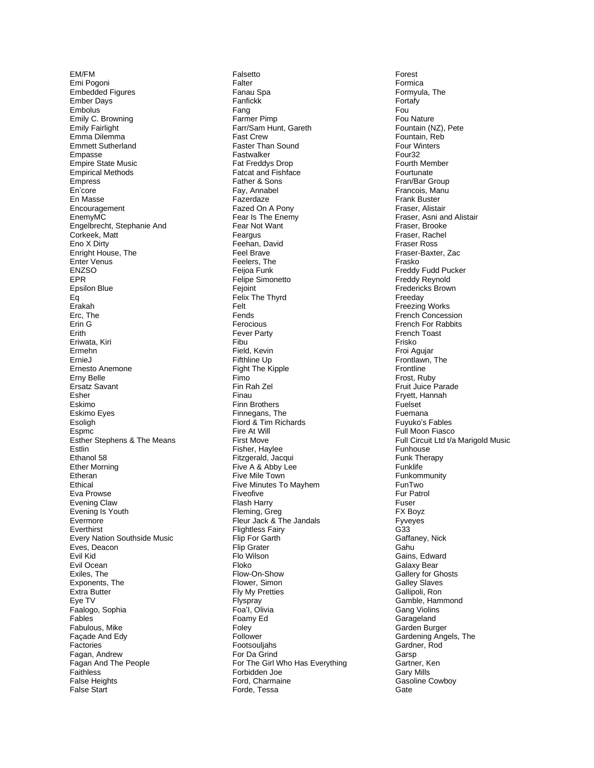EM/FM
Emi Pogoni
Embedded Figures
Ember Days
Embolus
Emily C. Browning
Emily Fairlight
Emma Dilemma
Emmett Sutherland
Empasse
Empire State Music
Empirical Methods
Empress
En'core
En Masse
Encouragement
EnemyMC
Engelbrecht, Stephanie And Corkeek, Matt
Eno X Dirty
Enright House, The
Enter Venus
ENZSO
EPR
Epsilon Blue
Eq
Erakah
Erc, The
Erin G
Erith
Eriwata, Kiri
Ermehn
ErnieJ
Ernesto Anemone
Erny Belle
Ersatz Savant
Esher
Eskimo
Eskimo Eyes
Esoligh
Espmc
Esther Stephens & The Means
Estlin
Ethanol 58
Ether Morning
Etheran
Ethical
Eva Prowse
Evening Claw
Evening Is Youth
Evermore
Everthirst
Every Nation Southside Music
Eves, Deacon
Evil Kid
Evil Ocean
Exiles, The
Exponents, The
Extra Butter
Eye TV
Faalogo, Sophia
Fables
Fabulous, Mike
Façade And Edy
Factories
Fagan, Andrew
Fagan And The People
Faithless
False Heights
False Start
Falsetto
Falter
Fanau Spa
Fanfickk
Fang
Farmer Pimp
Farr/Sam Hunt, Gareth
Fast Crew
Faster Than Sound
Fastwalker
Fat Freddys Drop
Fatcat and Fishface
Father & Sons
Fay, Annabel
Fazerdaze
Fazed On A Pony
Fear Is The Enemy
Fear Not Want
Feargus
Feehan, David
Feel Brave
Feelers, The
Feijoa Funk
Felipe Simonetto
Fejoint
Felix The Thyrd
Felt
Fends
Ferocious
Fever Party
Fibu
Field, Kevin
Fifthline Up
Fight The Kipple
Fimo
Fin Rah Zel
Finau
Finn Brothers
Finnegans, The
Fiord & Tim Richards
Fire At Will
First Move
Fisher, Haylee
Fitzgerald, Jacqui
Five A & Abby Lee
Five Mile Town
Five Minutes To Mayhem
Fiveofive
Flash Harry
Fleming, Greg
Fleur Jack & The Jandals
Flightless Fairy
Flip For Garth
Flip Grater
Flo Wilson
Floko
Flow-On-Show
Flower, Simon
Fly My Pretties
Flyspray
Foa'I, Olivia
Foamy Ed
Foley
Follower
Footsouljahs
For Da Grind
For The Girl Who Has Everything
Forbidden Joe
Ford, Charmaine
Forde, Tessa
Forest
Formica
Formyula, The
Fortafy
Fou
Fou Nature
Fountain (NZ), Pete
Fountain, Reb
Four Winters
Four32
Fourth Member
Fourtunate
Fran/Bar Group
Francois, Manu
Frank Buster
Fraser, Alistair
Fraser, Asni and Alistair
Fraser, Brooke
Fraser, Rachel
Fraser Ross
Fraser-Baxter, Zac
Frasko
Freddy Fudd Pucker
Freddy Reynold
Fredericks Brown
Freeday
Freezing Works
French Concession
French For Rabbits
French Toast
Frisko
Froi Agujar
Frontlawn, The
Frontline
Frost, Ruby
Fruit Juice Parade
Fryett, Hannah
Fuelset
Fuemana
Fuyuko's Fables
Full Moon Fiasco
Full Circuit Ltd t/a Marigold Music
Funhouse
Funk Therapy
Funklife
Funkommunity
FunTwo
Fur Patrol
Fuser
FX Boyz
Fyveyes
G33
Gaffaney, Nick
Gahu
Gains, Edward
Galaxy Bear
Gallery for Ghosts
Galley Slaves
Gallipoli, Ron
Gamble, Hammond
Gang Violins
Garageland
Garden Burger
Gardening Angels, The
Gardner, Rod
Garsp
Gartner, Ken
Gary Mills
Gasoline Cowboy
Gate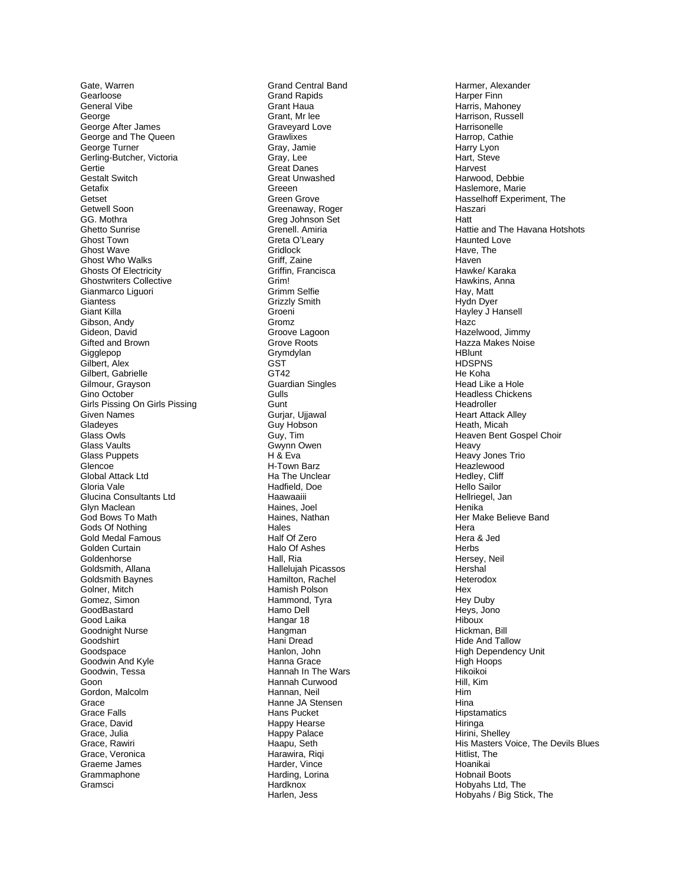Gate, Warren
Gearloose
General Vibe
George
George After James
George and The Queen
George Turner
Gerling-Butcher, Victoria
Gertie
Gestalt Switch
Getafix
Getset
Getwell Soon
GG. Mothra
Ghetto Sunrise
Ghost Town
Ghost Wave
Ghost Who Walks
Ghosts Of Electricity
Ghostwriters Collective
Gianmarco Liguori
Giantess
Giant Killa
Gibson, Andy
Gideon, David
Gifted and Brown
Gigglepop
Gilbert, Alex
Gilbert, Gabrielle
Gilmour, Grayson
Gino October
Girls Pissing On Girls Pissing
Given Names
Gladeyes
Glass Owls
Glass Vaults
Glass Puppets
Glencoe
Global Attack Ltd
Gloria Vale
Glucina Consultants Ltd
Glyn Maclean
God Bows To Math
Gods Of Nothing
Gold Medal Famous
Golden Curtain
Goldenhorse
Goldsmith, Allana
Goldsmith Baynes
Golner, Mitch
Gomez, Simon
GoodBastard
Good Laika
Goodnight Nurse
Goodshirt
Goodspace
Goodwin And Kyle
Goodwin, Tessa
Goon
Gordon, Malcolm
Grace
Grace Falls
Grace, David
Grace, Julia
Grace, Rawiri
Grace, Veronica
Graeme James
Grammaphone
Gramsci
Grand Central Band
Grand Rapids
Grant Haua
Grant, Mr lee
Graveyard Love
Grawlixes
Gray, Jamie
Gray, Lee
Great Danes
Great Unwashed
Greeen
Green Grove
Greenaway, Roger
Greg Johnson Set
Grenell. Amiria
Greta O'Leary
Gridlock
Griff, Zaine
Griffin, Francisca
Grim!
Grimm Selfie
Grizzly Smith
Groeni
Gromz
Groove Lagoon
Grove Roots
Grymdylan
GST
GT42
Guardian Singles
Gulls
Gunt
Gurjar, Ujjawal
Guy Hobson
Guy, Tim
Gwynn Owen
H & Eva
H-Town Barz
Ha The Unclear
Hadfield, Doe
Haawaaiii
Haines, Joel
Haines, Nathan
Hales
Half Of Zero
Halo Of Ashes
Hall, Ria
Hallelujah Picassos
Hamilton, Rachel
Hamish Polson
Hammond, Tyra
Hamo Dell
Hangar 18
Hangman
Hani Dread
Hanlon, John
Hanna Grace
Hannah In The Wars
Hannah Curwood
Hannan, Neil
Hanne JA Stensen
Hans Pucket
Happy Hearse
Happy Palace
Haapu, Seth
Harawira, Riqi
Harder, Vince
Harding, Lorina
Hardknox
Harlen, Jess
Harmer, Alexander
Harper Finn
Harris, Mahoney
Harrison, Russell
Harrisonelle
Harrop, Cathie
Harry Lyon
Hart, Steve
Harvest
Harwood, Debbie
Haslemore, Marie
Hasselhoff Experiment, The
Haszari
Hatt
Hattie and The Havana Hotshots
Haunted Love
Have, The
Haven
Hawke/ Karaka
Hawkins, Anna
Hay, Matt
Hydn Dyer
Hayley J Hansell
Hazc
Hazelwood, Jimmy
Hazza Makes Noise
HBlunt
HDSPNS
He Koha
Head Like a Hole
Headless Chickens
Headroller
Heart Attack Alley
Heath, Micah
Heaven Bent Gospel Choir
Heavy
Heavy Jones Trio
Heazlewood
Hedley, Cliff
Hello Sailor
Hellriegel, Jan
Henika
Her Make Believe Band
Hera
Hera & Jed
Herbs
Hersey, Neil
Hershal
Heterodox
Hex
Hey Duby
Heys, Jono
Hiboux
Hickman, Bill
Hide And Tallow
High Dependency Unit
High Hoops
Hikoikoi
Hill, Kim
Him
Hina
Hipstamatics
Hiringa
Hirini, Shelley
His Masters Voice, The Devils Blues
Hitlist, The
Hoanikai
Hobnail Boots
Hobyahs Ltd, The
Hobyahs / Big Stick, The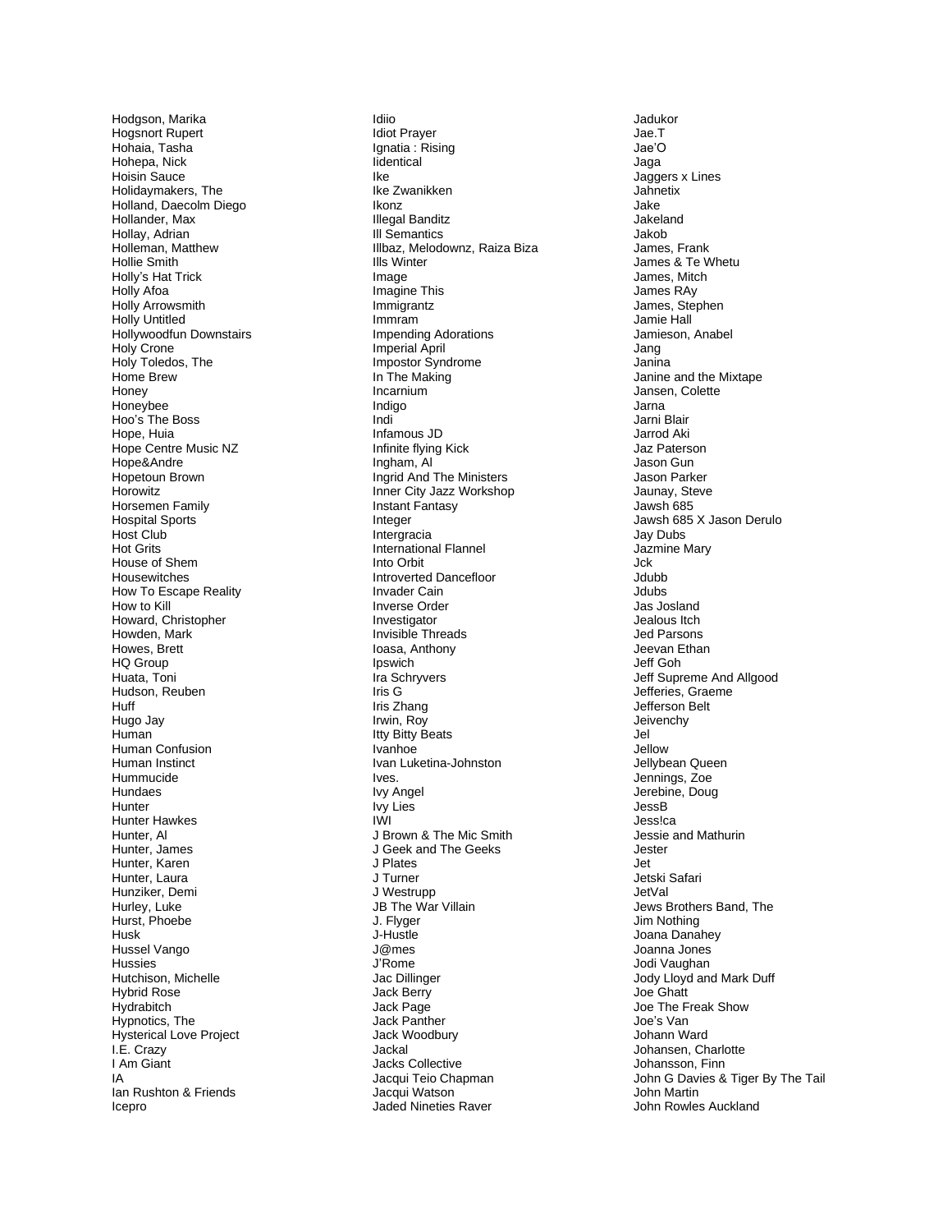Hodgson, Marika
Hogsnort Rupert
Hohaia, Tasha
Hohepa, Nick
Hoisin Sauce
Holidaymakers, The
Holland, Daecolm Diego
Hollander, Max
Hollay, Adrian
Holleman, Matthew
Hollie Smith
Holly's Hat Trick
Holly Afoa
Holly Arrowsmith
Holly Untitled
Hollywoodfun Downstairs
Holy Crone
Holy Toledos, The
Home Brew
Honey
Honeybee
Hoo's The Boss
Hope, Huia
Hope Centre Music NZ
Hope&Andre
Hopetoun Brown
Horowitz
Horsemen Family
Hospital Sports
Host Club
Hot Grits
House of Shem
Housewitches
How To Escape Reality
How to Kill
Howard, Christopher
Howden, Mark
Howes, Brett
HQ Group
Huata, Toni
Hudson, Reuben
Huff
Hugo Jay
Human
Human Confusion
Human Instinct
Hummucide
Hundaes
Hunter
Hunter Hawkes
Hunter, Al
Hunter, James
Hunter, Karen
Hunter, Laura
Hunziker, Demi
Hurley, Luke
Hurst, Phoebe
Husk
Hussel Vango
Hussies
Hutchison, Michelle
Hybrid Rose
Hydrabitch
Hypnotics, The
Hysterical Love Project
I.E. Crazy
I Am Giant
IA
Ian Rushton & Friends
Icepro
Idiio
Idiot Prayer
Ignatia : Rising
Iidentical
Ike
Ike Zwanikken
Ikonz
Illegal Banditz
Ill Semantics
Illbaz, Melodownz, Raiza Biza
Ills Winter
Image
Imagine This
Immigrantz
Immram
Impending Adorations
Imperial April
Impostor Syndrome
In The Making
Incarnium
Indigo
Indi
Infamous JD
Infinite flying Kick
Ingham, Al
Ingrid And The Ministers
Inner City Jazz Workshop
Instant Fantasy
Integer
Intergracia
International Flannel
Into Orbit
Introverted Dancefloor
Invader Cain
Inverse Order
Investigator
Invisible Threads
Ioasa, Anthony
Ipswich
Ira Schryvers
Iris G
Iris Zhang
Irwin, Roy
Itty Bitty Beats
Ivanhoe
Ivan Luketina-Johnston
Ives.
Ivy Angel
Ivy Lies
IWI
J Brown & The Mic Smith
J Geek and The Geeks
J Plates
J Turner
J Westrupp
JB The War Villain
J. Flyger
J-Hustle
J@mes
J'Rome
Jac Dillinger
Jack Berry
Jack Page
Jack Panther
Jack Woodbury
Jackal
Jacks Collective
Jacqui Teio Chapman
Jacqui Watson
Jaded Nineties Raver
Jadukor
Jae.T
Jae'O
Jaga
Jaggers x Lines
Jahnetix
Jake
Jakeland
Jakob
James, Frank
James & Te Whetu
James, Mitch
James RAy
James, Stephen
Jamie Hall
Jamieson, Anabel
Jang
Janina
Janine and the Mixtape
Jansen, Colette
Jarna
Jarni Blair
Jarrod Aki
Jaz Paterson
Jason Gun
Jason Parker
Jaunay, Steve
Jawsh 685
Jawsh 685 X Jason Derulo
Jay Dubs
Jazmine Mary
Jck
Jdubb
Jdubs
Jas Josland
Jealous Itch
Jed Parsons
Jeevan Ethan
Jeff Goh
Jeff Supreme And Allgood
Jefferies, Graeme
Jefferson Belt
Jeivenchy
Jel
Jellow
Jellybean Queen
Jennings, Zoe
Jerebine, Doug
JessB
Jess!ca
Jessie and Mathurin
Jester
Jet
Jetski Safari
JetVal
Jews Brothers Band, The
Jim Nothing
Joana Danahey
Joanna Jones
Jodi Vaughan
Jody Lloyd and Mark Duff
Joe Ghatt
Joe The Freak Show
Joe's Van
Johann Ward
Johansen, Charlotte
Johansson, Finn
John G Davies & Tiger By The Tail
John Martin
John Rowles Auckland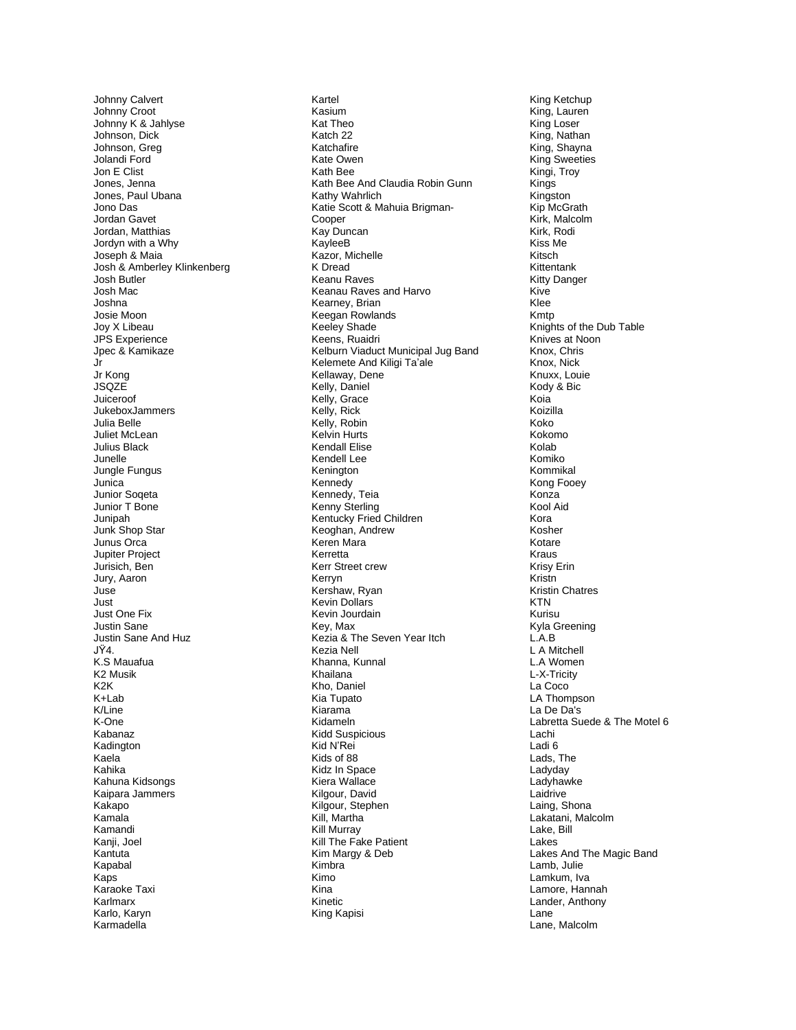Johnny Calvert
Johnny Croot
Johnny K & Jahlyse
Johnson, Dick
Johnson, Greg
Jolandi Ford
Jon E Clist
Jones, Jenna
Jones, Paul Ubana
Jono Das
Jordan Gavet
Jordan, Matthias
Jordyn with a Why
Joseph & Maia
Josh & Amberley Klinkenberg
Josh Butler
Josh Mac
Joshna
Josie Moon
Joy X Libeau
JPS Experience
Jpec & Kamikaze
Jr
Jr Kong
JSQZE
Juiceroof
JukeboxJammers
Julia Belle
Juliet McLean
Julius Black
Junelle
Jungle Fungus
Junica
Junior Soqeta
Junior T Bone
Junipah
Junk Shop Star
Junus Orca
Jupiter Project
Jurisich, Ben
Jury, Aaron
Juse
Just
Just One Fix
Justin Sane
Justin Sane And Huz
JŸ4.
K.S Mauafua
K2 Musik
K2K
K+Lab
K/Line
K-One
Kabanaz
Kadington
Kaela
Kahika
Kahuna Kidsongs
Kaipara Jammers
Kakapo
Kamala
Kamandi
Kanji, Joel
Kantuta
Kapabal
Kaps
Karaoke Taxi
Karlmarx
Karlo, Karyn
Karmadella
Kartel
Kasium
Kat Theo
Katch 22
Katchafire
Kate Owen
Kath Bee
Kath Bee And Claudia Robin Gunn
Kathy Wahrlich
Katie Scott & Mahuia Brigman-Cooper
Kay Duncan
KayleeB
Kazor, Michelle
K Dread
Keanu Raves
Keanau Raves and Harvo
Kearney, Brian
Keegan Rowlands
Keeley Shade
Keens, Ruaidri
Kelburn Viaduct Municipal Jug Band
Kelemete And Kiligi Ta'ale
Kellaway, Dene
Kelly, Daniel
Kelly, Grace
Kelly, Rick
Kelly, Robin
Kelvin Hurts
Kendall Elise
Kendell Lee
Kenington
Kennedy
Kennedy, Teia
Kenny Sterling
Kentucky Fried Children
Keoghan, Andrew
Keren Mara
Kerretta
Kerr Street crew
Kerryn
Kershaw, Ryan
Kevin Dollars
Kevin Jourdain
Key, Max
Kezia & The Seven Year Itch
Kezia Nell
Khanna, Kunnal
Khailana
Kho, Daniel
Kia Tupato
Kiarama
Kidameln
Kidd Suspicious
Kid N'Rei
Kids of 88
Kidz In Space
Kiera Wallace
Kilgour, David
Kilgour, Stephen
Kill, Martha
Kill Murray
Kill The Fake Patient
Kim Margy & Deb
Kimbra
Kimo
Kina
Kinetic
King Kapisi
King Ketchup
King, Lauren
King Loser
King, Nathan
King, Shayna
King Sweeties
Kingi, Troy
Kings
Kingston
Kip McGrath
Kirk, Malcolm
Kirk, Rodi
Kiss Me
Kitsch
Kittentank
Kitty Danger
Kive
Klee
Kmtp
Knights of the Dub Table
Knives at Noon
Knox, Chris
Knox, Nick
Knuxx, Louie
Kody & Bic
Koia
Koizilla
Koko
Kokomo
Kolab
Komiko
Kommikal
Kong Fooey
Konza
Kool Aid
Kora
Kosher
Kotare
Kraus
Krisy Erin
Kristn
Kristin Chatres
KTN
Kurisu
Kyla Greening
L.A.B
L A Mitchell
L.A Women
L-X-Tricity
La Coco
LA Thompson
La De Da's
Labretta Suede & The Motel 6
Lachi
Ladi 6
Lads, The
Ladyday
Ladyhawke
Laidrive
Laing, Shona
Lakatani, Malcolm
Lake, Bill
Lakes
Lakes And The Magic Band
Lamb, Julie
Lamkum, Iva
Lamore, Hannah
Lander, Anthony
Lane
Lane, Malcolm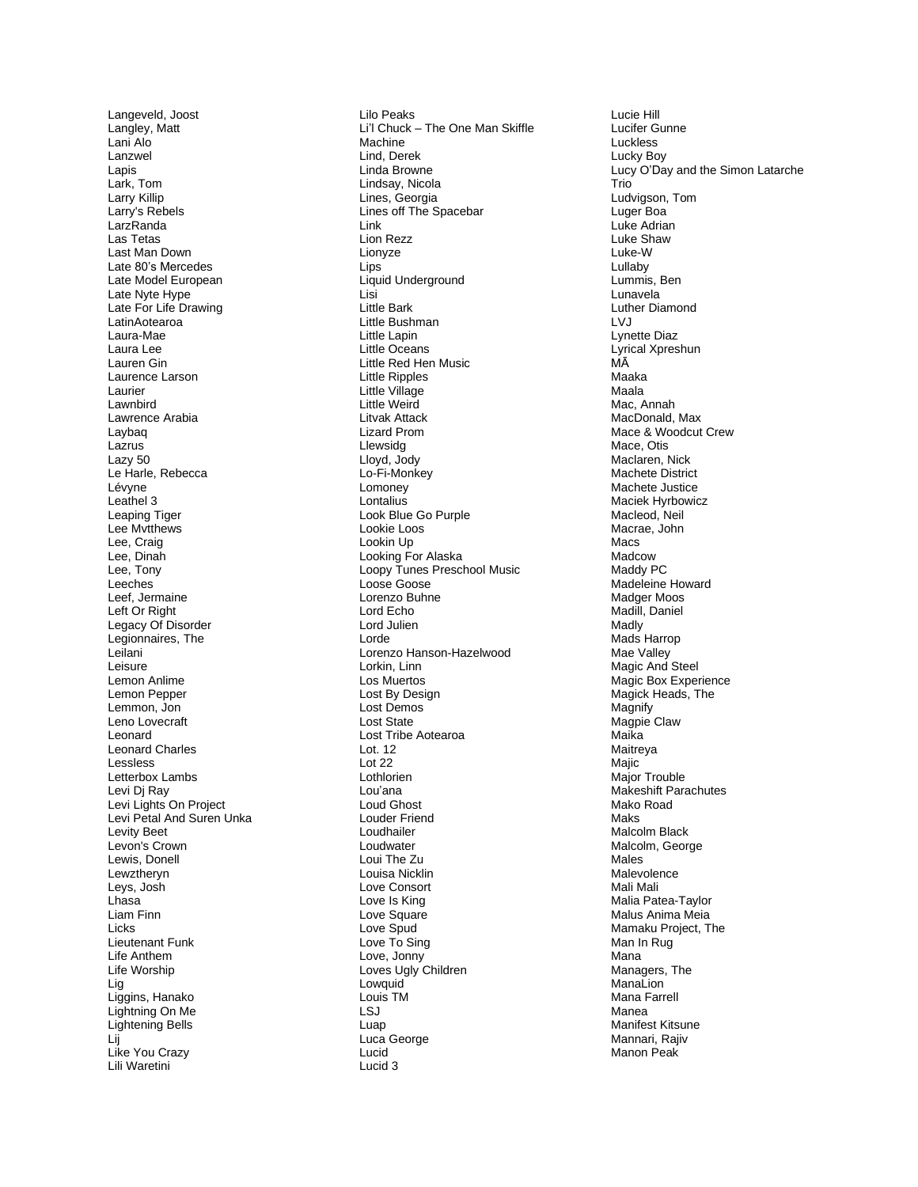Langeveld, Joost
Langley, Matt
Lani Alo
Lanzwel
Lapis
Lark, Tom
Larry Killip
Larry's Rebels
LarzRanda
Las Tetas
Last Man Down
Late 80's Mercedes
Late Model European
Late Nyte Hype
Late For Life Drawing
LatinAotearoa
Laura-Mae
Laura Lee
Lauren Gin
Laurence Larson
Laurier
Lawnbird
Lawrence Arabia
Laybaq
Lazrus
Lazy 50
Le Harle, Rebecca
Lévyne
Leathel 3
Leaping Tiger
Lee Mvtthews
Lee, Craig
Lee, Dinah
Lee, Tony
Leeches
Leef, Jermaine
Left Or Right
Legacy Of Disorder
Legionnaires, The
Leilani
Leisure
Lemon Anlime
Lemon Pepper
Lemmon, Jon
Leno Lovecraft
Leonard
Leonard Charles
Lessless
Letterbox Lambs
Levi Dj Ray
Levi Lights On Project
Levi Petal And Suren Unka
Levity Beet
Levon's Crown
Lewis, Donell
Lewztheryn
Leys, Josh
Lhasa
Liam Finn
Licks
Lieutenant Funk
Life Anthem
Life Worship
Lig
Liggins, Hanako
Lightning On Me
Lightening Bells
Lij
Like You Crazy
Lili Waretini
Lilo Peaks
Li'l Chuck – The One Man Skiffle
Machine
Lind, Derek
Linda Browne
Lindsay, Nicola
Lines, Georgia
Lines off The Spacebar
Link
Lion Rezz
Lionyze
Lips
Liquid Underground
Lisi
Little Bark
Little Bushman
Little Lapin
Little Oceans
Little Red Hen Music
Little Ripples
Little Village
Little Weird
Litvak Attack
Lizard Prom
Llewsidg
Lloyd, Jody
Lo-Fi-Monkey
Lomoney
Lontalius
Look Blue Go Purple
Lookie Loos
Lookin Up
Looking For Alaska
Loopy Tunes Preschool Music
Loose Goose
Lorenzo Buhne
Lord Echo
Lord Julien
Lorde
Lorenzo Hanson-Hazelwood
Lorkin, Linn
Los Muertos
Lost By Design
Lost Demos
Lost State
Lost Tribe Aotearoa
Lot. 12
Lot 22
Lothlorien
Lou'ana
Loud Ghost
Louder Friend
Loudhailer
Loudwater
Loui The Zu
Louisa Nicklin
Love Consort
Love Is King
Love Square
Love Spud
Love To Sing
Love, Jonny
Loves Ugly Children
Lowquid
Louis TM
LSJ
Luap
Luca George
Lucid
Lucid 3
Lucie Hill
Lucifer Gunne
Luckless
Lucky Boy
Lucy O'Day and the Simon Latarche
Trio
Ludvigson, Tom
Luger Boa
Luke Adrian
Luke Shaw
Luke-W
Lullaby
Lummis, Ben
Lunavela
Luther Diamond
LVJ
Lynette Diaz
Lyrical Xpreshun
MÃ
Maaka
Maala
Mac, Annah
MacDonald, Max
Mace & Woodcut Crew
Mace, Otis
Maclaren, Nick
Machete District
Machete Justice
Maciek Hyrbowicz
Macleod, Neil
Macrae, John
Macs
Madcow
Maddy PC
Madeleine Howard
Madger Moos
Madill, Daniel
Madly
Mads Harrop
Mae Valley
Magic And Steel
Magic Box Experience
Magick Heads, The
Magnify
Magpie Claw
Maika
Maitreya
Majic
Major Trouble
Makeshift Parachutes
Mako Road
Maks
Malcolm Black
Malcolm, George
Males
Malevolence
Mali Mali
Malia Patea-Taylor
Malus Anima Meia
Mamaku Project, The
Man In Rug
Mana
Managers, The
ManaLion
Mana Farrell
Manea
Manifest Kitsune
Mannari, Rajiv
Manon Peak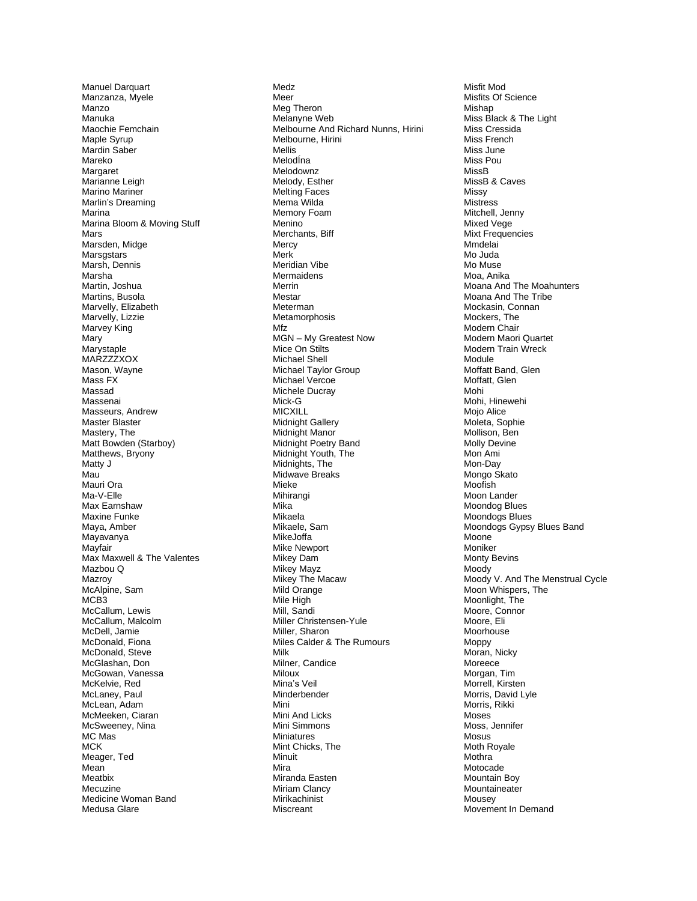Manuel Darquart
Manzanza, Myele
Manzo
Manuka
Maochie Femchain
Maple Syrup
Mardin Saber
Mareko
Margaret
Marianne Leigh
Marino Mariner
Marlin's Dreaming
Marina
Marina Bloom & Moving Stuff
Mars
Marsden, Midge
Marsgstars
Marsh, Dennis
Marsha
Martin, Joshua
Martins, Busola
Marvelly, Elizabeth
Marvelly, Lizzie
Marvey King
Mary
Marystaple
MARZZZXOX
Mason, Wayne
Mass FX
Massad
Massenai
Masseurs, Andrew
Master Blaster
Mastery, The
Matt Bowden (Starboy)
Matthews, Bryony
Matty J
Mau
Mauri Ora
Ma-V-Elle
Max Earnshaw
Maxine Funke
Maya, Amber
Mayavanya
Mayfair
Max Maxwell & The Valentes
Mazbou Q
Mazroy
McAlpine, Sam
MCB3
McCallum, Lewis
McCallum, Malcolm
McDell, Jamie
McDonald, Fiona
McDonald, Steve
McGlashan, Don
McGowan, Vanessa
McKelvie, Red
McLaney, Paul
McLean, Adam
McMeeken, Ciaran
McSweeney, Nina
MC Mas
MCK
Meager, Ted
Mean
Meatbix
Mecuzine
Medicine Woman Band
Medusa Glare
Medz
Meer
Meg Theron
Melanyne Web
Melbourne And Richard Nunns, Hirini
Melbourne, Hirini
Mellis
MelodÍna
Melodownz
Melody, Esther
Melting Faces
Mema Wilda
Memory Foam
Menino
Merchants, Biff
Mercy
Merk
Meridian Vibe
Mermaidens
Merrin
Mestar
Meterman
Metamorphosis
Mfz
MGN – My Greatest Now
Mice On Stilts
Michael Shell
Michael Taylor Group
Michael Vercoe
Michele Ducray
Mick-G
MICXILL
Midnight Gallery
Midnight Manor
Midnight Poetry Band
Midnight Youth, The
Midnights, The
Midwave Breaks
Mieke
Mihirangi
Mika
Mikaela
Mikaele, Sam
MikeJoffa
Mike Newport
Mikey Dam
Mikey Mayz
Mikey The Macaw
Mild Orange
Mile High
Mill, Sandi
Miller Christensen-Yule
Miller, Sharon
Miles Calder & The Rumours
Milk
Milner, Candice
Miloux
Mina's Veil
Minderbender
Mini
Mini And Licks
Mini Simmons
Miniatures
Mint Chicks, The
Minuit
Mira
Miranda Easten
Miriam Clancy
Mirikachinist
Miscreant
Misfit Mod
Misfits Of Science
Mishap
Miss Black & The Light
Miss Cressida
Miss French
Miss June
Miss Pou
MissB
MissB & Caves
Missy
Mistress
Mitchell, Jenny
Mixed Vege
Mixt Frequencies
Mmdelai
Mo Juda
Mo Muse
Moa, Anika
Moana And The Moahunters
Moana And The Tribe
Mockasin, Connan
Mockers, The
Modern Chair
Modern Maori Quartet
Modern Train Wreck
Module
Moffatt Band, Glen
Moffatt, Glen
Mohi
Mohi, Hinewehi
Mojo Alice
Moleta, Sophie
Mollison, Ben
Molly Devine
Mon Ami
Mon-Day
Mongo Skato
Moofish
Moon Lander
Moondog Blues
Moondogs Blues
Moondogs Gypsy Blues Band
Moone
Moniker
Monty Bevins
Moody
Moody V. And The Menstrual Cycle
Moon Whispers, The
Moonlight, The
Moore, Connor
Moore, Eli
Moorhouse
Moppy
Moran, Nicky
Moreece
Morgan, Tim
Morrell, Kirsten
Morris, David Lyle
Morris, Rikki
Moses
Moss, Jennifer
Mosus
Moth Royale
Mothra
Motocade
Mountain Boy
Mountaineater
Mousey
Movement In Demand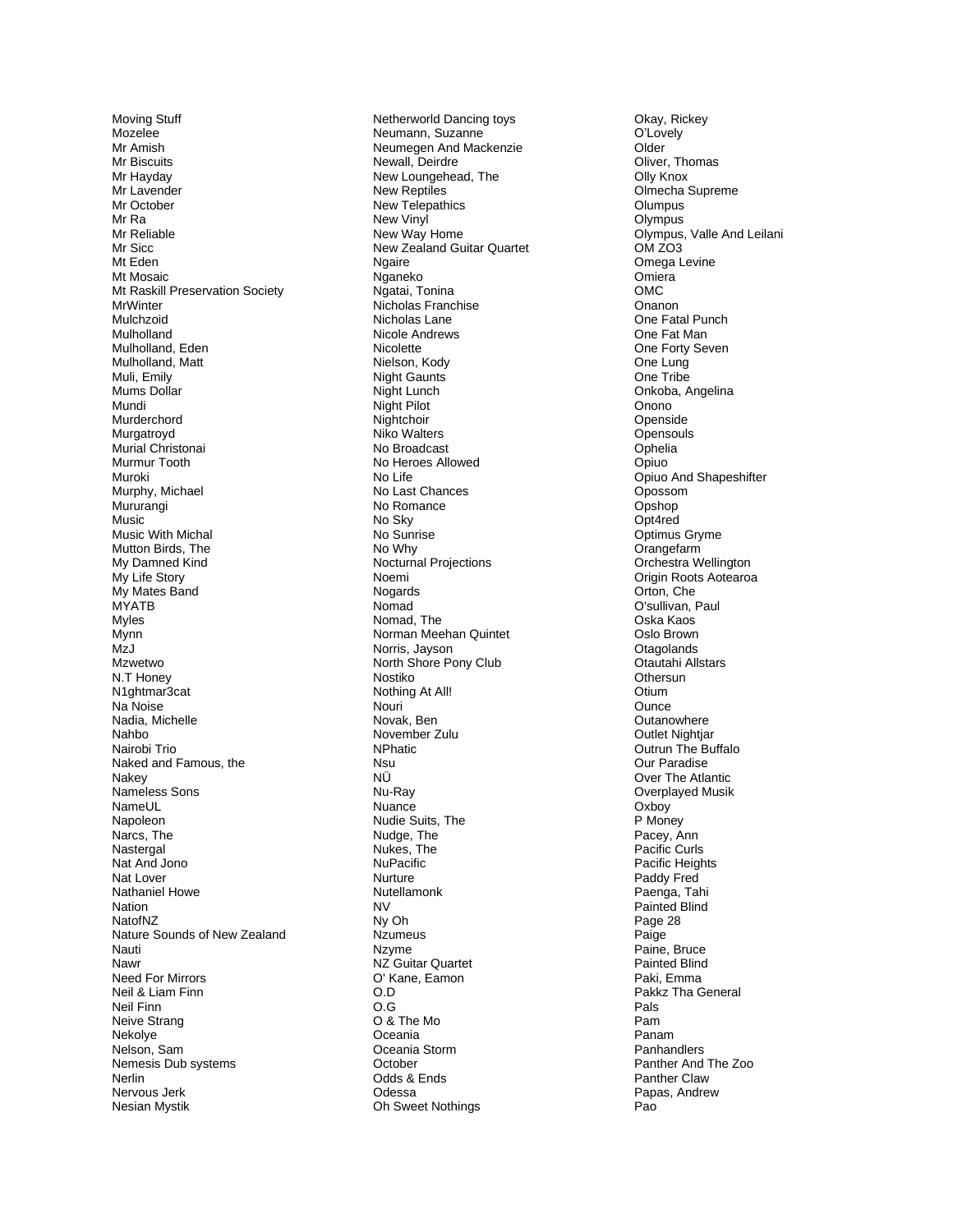Moving Stuff
Mozelee
Mr Amish
Mr Biscuits
Mr Hayday
Mr Lavender
Mr October
Mr Ra
Mr Reliable
Mr Sicc
Mt Eden
Mt Mosaic
Mt Raskill Preservation Society
MrWinter
Mulchzoid
Mulholland
Mulholland, Eden
Mulholland, Matt
Muli, Emily
Mums Dollar
Mundi
Murderchord
Murgatroyd
Murial Christonai
Murmur Tooth
Muroki
Murphy, Michael
Mururangi
Music
Music With Michal
Mutton Birds, The
My Damned Kind
My Life Story
My Mates Band
MYATB
Myles
Mynn
MzJ
Mzwetwo
N.T Honey
N1ghtmar3cat
Na Noise
Nadia, Michelle
Nahbo
Nairobi Trio
Naked and Famous, the
Nakey
Nameless Sons
NameUL
Napoleon
Narcs, The
Nastergal
Nat And Jono
Nat Lover
Nathaniel Howe
Nation
NatofNZ
Nature Sounds of New Zealand
Nauti
Nawr
Need For Mirrors
Neil & Liam Finn
Neil Finn
Neive Strang
Nekolye
Nelson, Sam
Nemesis Dub systems
Nerlin
Nervous Jerk
Nesian Mystik
Netherworld Dancing toys
Neumann, Suzanne
Neumegen And Mackenzie
Newall, Deirdre
New Loungehead, The
New Reptiles
New Telepathics
New Vinyl
New Way Home
New Zealand Guitar Quartet
Ngaire
Nganeko
Ngatai, Tonina
Nicholas Franchise
Nicholas Lane
Nicole Andrews
Nicolette
Nielson, Kody
Night Gaunts
Night Lunch
Night Pilot
Nightchoir
Niko Walters
No Broadcast
No Heroes Allowed
No Life
No Last Chances
No Romance
No Sky
No Sunrise
No Why
Nocturnal Projections
Noemi
Nogards
Nomad
Nomad, The
Norman Meehan Quintet
Norris, Jayson
North Shore Pony Club
Nostiko
Nothing At All!
Nouri
Novak, Ben
November Zulu
NPhatic
Nsu
NÜ
Nu-Ray
Nuance
Nudie Suits, The
Nudge, The
Nukes, The
NuPacific
Nurture
Nutellamonk
NV
Ny Oh
Nzumeus
Nzyme
NZ Guitar Quartet
O' Kane, Eamon
O.D
O.G
O & The Mo
Oceania
Oceania Storm
October
Odds & Ends
Odessa
Oh Sweet Nothings
Okay, Rickey
O'Lovely
Older
Oliver, Thomas
Olly Knox
Olmecha Supreme
Olumpus
Olympus
Olympus, Valle And Leilani
OM ZO3
Omega Levine
Omiera
OMC
Onanon
One Fatal Punch
One Fat Man
One Forty Seven
One Lung
One Tribe
Onkoba, Angelina
Onono
Openside
Opensouls
Ophelia
Opiuo
Opiuo And Shapeshifter
Opossom
Opshop
Opt4red
Optimus Gryme
Orangefarm
Orchestra Wellington
Origin Roots Aotearoa
Orton, Che
O'sullivan, Paul
Oska Kaos
Oslo Brown
Otagolands
Otautahi Allstars
Othersun
Otium
Ounce
Outanowhere
Outlet Nightjar
Outrun The Buffalo
Our Paradise
Over The Atlantic
Overplayed Musik
Oxboy
P Money
Pacey, Ann
Pacific Curls
Pacific Heights
Paddy Fred
Paenga, Tahi
Painted Blind
Page 28
Paige
Paine, Bruce
Painted Blind
Paki, Emma
Pakkz Tha General
Pals
Pam
Panam
Panhandlers
Panther And The Zoo
Panther Claw
Papas, Andrew
Pao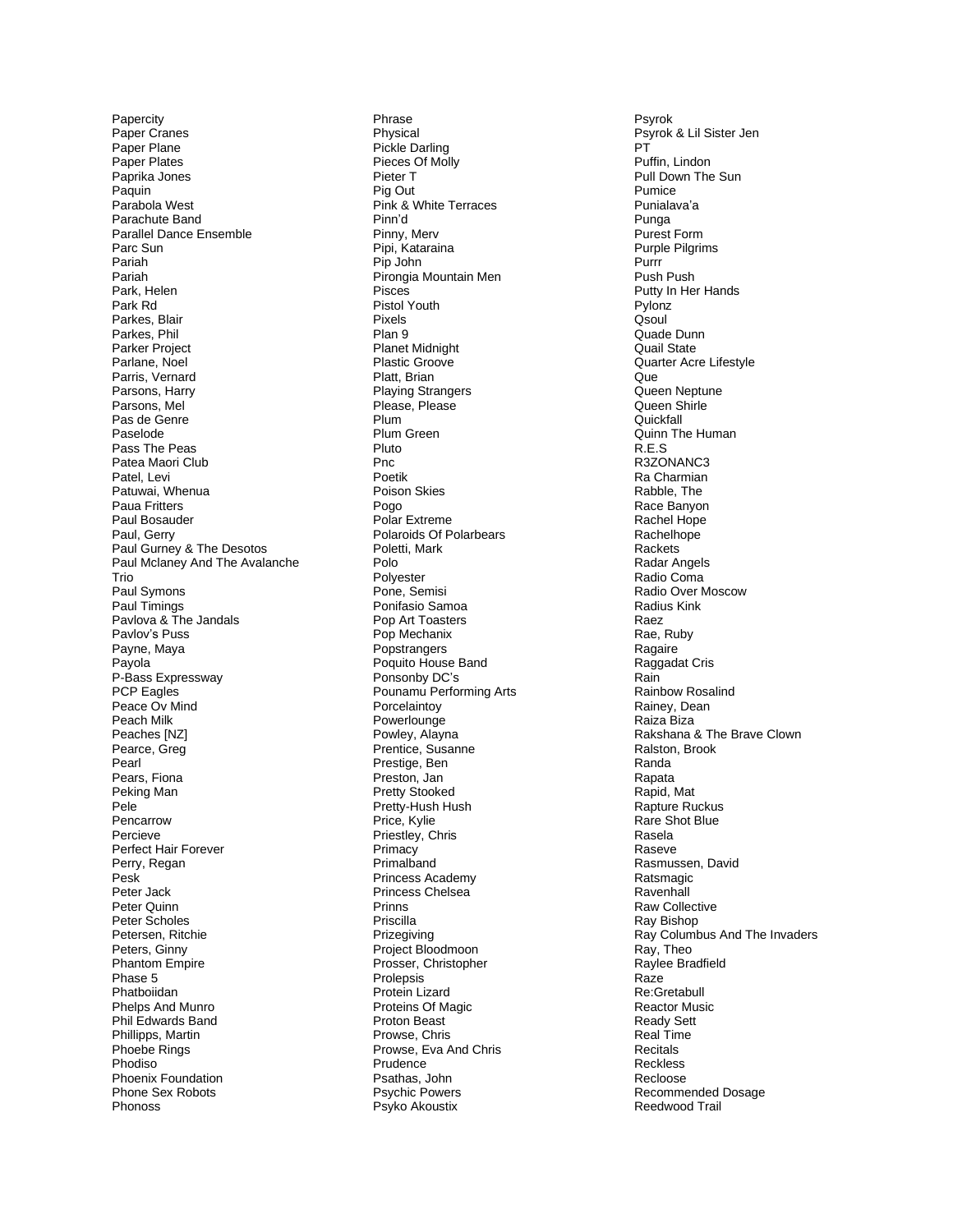Papercity
Paper Cranes
Paper Plane
Paper Plates
Paprika Jones
Paquin
Parabola West
Parachute Band
Parallel Dance Ensemble
Parc Sun
Pariah
Pariah
Park, Helen
Park Rd
Parkes, Blair
Parkes, Phil
Parker Project
Parlane, Noel
Parris, Vernard
Parsons, Harry
Parsons, Mel
Pas de Genre
Paselode
Pass The Peas
Patea Maori Club
Patel, Levi
Patuwai, Whenua
Paua Fritters
Paul Bosauder
Paul, Gerry
Paul Gurney & The Desotos
Paul Mclaney And The Avalanche Trio
Paul Symons
Paul Timings
Pavlova & The Jandals
Pavlov's Puss
Payne, Maya
Payola
P-Bass Expressway
PCP Eagles
Peace Ov Mind
Peach Milk
Peaches [NZ]
Pearce, Greg
Pearl
Pears, Fiona
Peking Man
Pele
Pencarrow
Percieve
Perfect Hair Forever
Perry, Regan
Pesk
Peter Jack
Peter Quinn
Peter Scholes
Petersen, Ritchie
Peters, Ginny
Phantom Empire
Phase 5
Phatboiidan
Phelps And Munro
Phil Edwards Band
Phillipps, Martin
Phoebe Rings
Phodiso
Phoenix Foundation
Phone Sex Robots
Phonoss
Phrase
Physical
Pickle Darling
Pieces Of Molly
Pieter T
Pig Out
Pink & White Terraces
Pinn'd
Pinny, Merv
Pipi, Kataraina
Pip John
Pirongia Mountain Men
Pisces
Pistol Youth
Pixels
Plan 9
Planet Midnight
Plastic Groove
Platt, Brian
Playing Strangers
Please, Please
Plum
Plum Green
Pluto
Pnc
Poetik
Poison Skies
Pogo
Polar Extreme
Polaroids Of Polarbears
Poletti, Mark
Polo
Polyester
Pone, Semisi
Ponifasio Samoa
Pop Art Toasters
Pop Mechanix
Popstrangers
Poquito House Band
Ponsonby DC's
Pounamu Performing Arts
Porcelaintoy
Powerlounge
Powley, Alayna
Prentice, Susanne
Prestige, Ben
Preston, Jan
Pretty Stooked
Pretty-Hush Hush
Price, Kylie
Priestley, Chris
Primacy
Primalband
Princess Academy
Princess Chelsea
Prinns
Priscilla
Prizegiving
Project Bloodmoon
Prosser, Christopher
Prolepsis
Protein Lizard
Proteins Of Magic
Proton Beast
Prowse, Chris
Prowse, Eva And Chris
Prudence
Psathas, John
Psychic Powers
Psyko Akoustix
Psyrok
Psyrok & Lil Sister Jen
PT
Puffin, Lindon
Pull Down The Sun
Pumice
Punialava'a
Punga
Purest Form
Purple Pilgrims
Purrr
Push Push
Putty In Her Hands
Pylonz
Qsoul
Quade Dunn
Quail State
Quarter Acre Lifestyle
Que
Queen Neptune
Queen Shirle
Quickfall
Quinn The Human
R.E.S
R3ZONANC3
Ra Charmian
Rabble, The
Race Banyon
Rachel Hope
Rachelhope
Rackets
Radar Angels
Radio Coma
Radio Over Moscow
Radius Kink
Raez
Rae, Ruby
Ragaire
Raggadat Cris
Rain
Rainbow Rosalind
Rainey, Dean
Raiza Biza
Rakshana & The Brave Clown
Ralston, Brook
Randa
Rapata
Rapid, Mat
Rapture Ruckus
Rare Shot Blue
Rasela
Raseve
Rasmussen, David
Ratsmagic
Ravenhall
Raw Collective
Ray Bishop
Ray Columbus And The Invaders
Ray, Theo
Raylee Bradfield
Raze
Re:Gretabull
Reactor Music
Ready Sett
Real Time
Recitals
Reckless
Recloose
Recommended Dosage
Reedwood Trail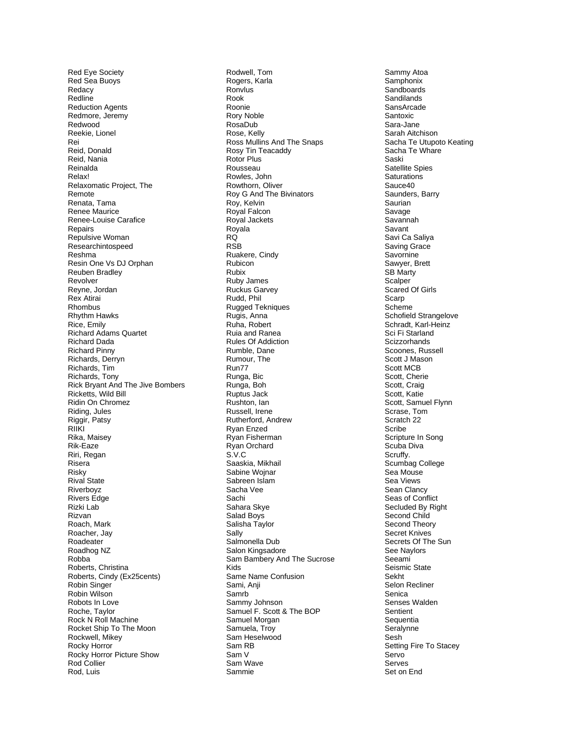Red Eye Society
Red Sea Buoys
Redacy
Redline
Reduction Agents
Redmore, Jeremy
Redwood
Reekie, Lionel
Rei
Reid, Donald
Reid, Nania
Reinalda
Relax!
Relaxomatic Project, The
Remote
Renata, Tama
Renee Maurice
Renee-Louise Carafice
Repairs
Repulsive Woman
Researchintospeed
Reshma
Resin One Vs DJ Orphan
Reuben Bradley
Revolver
Reyne, Jordan
Rex Atirai
Rhombus
Rhythm Hawks
Rice, Emily
Richard Adams Quartet
Richard Dada
Richard Pinny
Richards, Derryn
Richards, Tim
Richards, Tony
Rick Bryant And The Jive Bombers
Ricketts, Wild Bill
Ridin On Chromez
Riding, Jules
Riggir, Patsy
RIIKI
Rika, Maisey
Rik-Eaze
Riri, Regan
Risera
Risky
Rival State
Riverboyz
Rivers Edge
Rizki Lab
Rizvan
Roach, Mark
Roacher, Jay
Roadeater
Roadhog NZ
Robba
Roberts, Christina
Roberts, Cindy (Ex25cents)
Robin Singer
Robin Wilson
Robots In Love
Roche, Taylor
Rock N Roll Machine
Rocket Ship To The Moon
Rockwell, Mikey
Rocky Horror
Rocky Horror Picture Show
Rod Collier
Rod, Luis
Rodwell, Tom
Rogers, Karla
Ronvlus
Rook
Roonie
Rory Noble
RosaDub
Rose, Kelly
Ross Mullins And The Snaps
Rosy Tin Teacaddy
Rotor Plus
Rousseau
Rowles, John
Rowthorn, Oliver
Roy G And The Bivinators
Roy, Kelvin
Royal Falcon
Royal Jackets
Royala
RQ
RSB
Ruakere, Cindy
Rubicon
Rubix
Ruby James
Ruckus Garvey
Rudd, Phil
Rugged Tekniques
Rugis, Anna
Ruha, Robert
Ruia and Ranea
Rules Of Addiction
Rumble, Dane
Rumour, The
Run77
Runga, Bic
Runga, Boh
Ruptus Jack
Rushton, Ian
Russell, Irene
Rutherford, Andrew
Ryan Enzed
Ryan Fisherman
Ryan Orchard
S.V.C
Saaskia, Mikhail
Sabine Wojnar
Sabreen Islam
Sacha Vee
Sachi
Sahara Skye
Salad Boys
Salisha Taylor
Sally
Salmonella Dub
Salon Kingsadore
Sam Bambery And The Sucrose Kids
Same Name Confusion
Sami, Anji
Samrb
Sammy Johnson
Samuel F. Scott & The BOP
Samuel Morgan
Samuela, Troy
Sam Heselwood
Sam RB
Sam V
Sam Wave
Sammie
Sammy Atoa
Samphonix
Sandboards
Sandilands
SansArcade
Santoxic
Sara-Jane
Sarah Aitchison
Sacha Te Utupoto Keating
Sacha Te Whare
Saski
Satellite Spies
Saturations
Sauce40
Saunders, Barry
Saurian
Savage
Savannah
Savant
Savi Ca Saliya
Saving Grace
Savornine
Sawyer, Brett
SB Marty
Scalper
Scared Of Girls
Scarp
Scheme
Schofield Strangelove
Schradt, Karl-Heinz
Sci Fi Starland
Scizzorhands
Scoones, Russell
Scott J Mason
Scott MCB
Scott, Cherie
Scott, Craig
Scott, Katie
Scott, Samuel Flynn
Scrase, Tom
Scratch 22
Scribe
Scripture In Song
Scuba Diva
Scruffy.
Scumbag College
Sea Mouse
Sea Views
Sean Clancy
Seas of Conflict
Secluded By Right
Second Child
Second Theory
Secret Knives
Secrets Of The Sun
See Naylors
Seeami
Seismic State
Sekht
Selon Recliner
Senica
Senses Walden
Sentient
Sequentia
Seralynne
Sesh
Setting Fire To Stacey
Servo
Serves
Set on End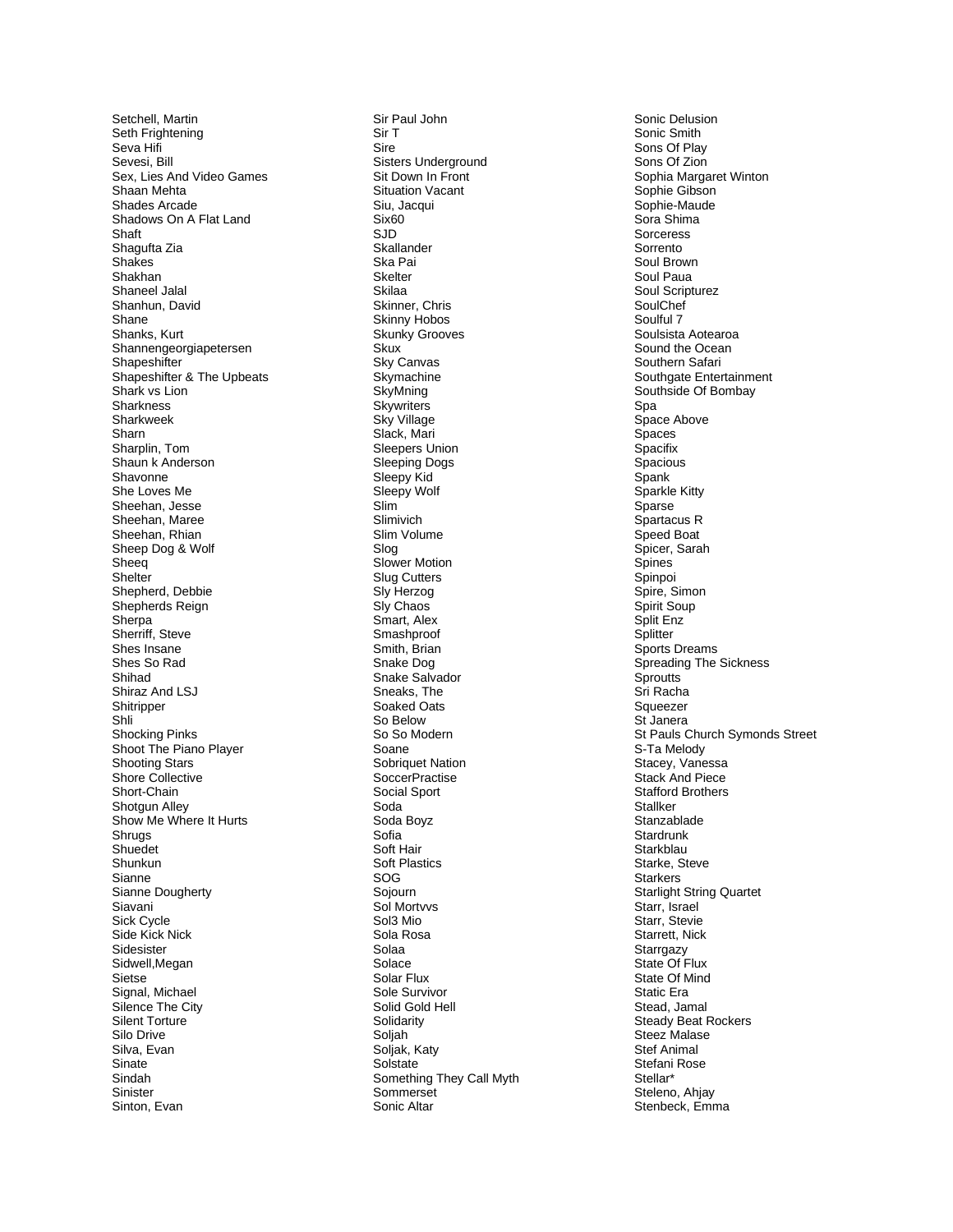Setchell, Martin
Seth Frightening
Seva Hifi
Sevesi, Bill
Sex, Lies And Video Games
Shaan Mehta
Shades Arcade
Shadows On A Flat Land
Shaft
Shagufta Zia
Shakes
Shakhan
Shaneel Jalal
Shanhun, David
Shane
Shanks, Kurt
Shannengeorgiapetersen
Shapeshifter
Shapeshifter & The Upbeats
Shark vs Lion
Sharkness
Sharkweek
Sharn
Sharplin, Tom
Shaun k Anderson
Shavonne
She Loves Me
Sheehan, Jesse
Sheehan, Maree
Sheehan, Rhian
Sheep Dog & Wolf
Sheeq
Shelter
Shepherd, Debbie
Shepherds Reign
Sherpa
Sherriff, Steve
Shes Insane
Shes So Rad
Shihad
Shiraz And LSJ
Shitripper
Shli
Shocking Pinks
Shoot The Piano Player
Shooting Stars
Shore Collective
Short-Chain
Shotgun Alley
Show Me Where It Hurts
Shrugs
Shuedet
Shunkun
Sianne
Sianne Dougherty
Siavani
Sick Cycle
Side Kick Nick
Sidesister
Sidwell,Megan
Sietse
Signal, Michael
Silence The City
Silent Torture
Silo Drive
Silva, Evan
Sinate
Sindah
Sinister
Sinton, Evan
Sir Paul John
Sir T
Sire
Sisters Underground
Sit Down In Front
Situation Vacant
Siu, Jacqui
Six60
SJD
Skallander
Ska Pai
Skelter
Skilaa
Skinner, Chris
Skinny Hobos
Skunky Grooves
Skux
Sky Canvas
Skymachine
SkyMning
Skywriters
Sky Village
Slack, Mari
Sleepers Union
Sleeping Dogs
Sleepy Kid
Sleepy Wolf
Slim
Slimivich
Slim Volume
Slog
Slower Motion
Slug Cutters
Sly Herzog
Sly Chaos
Smart, Alex
Smashproof
Smith, Brian
Snake Dog
Snake Salvador
Sneaks, The
Soaked Oats
So Below
So So Modern
Soane
Sobriquet Nation
SoccerPractise
Social Sport
Soda
Soda Boyz
Sofia
Soft Hair
Soft Plastics
SOG
Sojourn
Sol Mortvvs
Sol3 Mio
Sola Rosa
Solaa
Solace
Solar Flux
Sole Survivor
Solid Gold Hell
Solidarity
Soljah
Soljak, Katy
Solstate
Something They Call Myth
Sommerset
Sonic Altar
Sonic Delusion
Sonic Smith
Sons Of Play
Sons Of Zion
Sophia Margaret Winton
Sophie Gibson
Sophie-Maude
Sora Shima
Sorceress
Sorrento
Soul Brown
Soul Paua
Soul Scripturez
SoulChef
Soulful 7
Soulsista Aotearoa
Sound the Ocean
Southern Safari
Southgate Entertainment
Southside Of Bombay
Spa
Space Above
Spaces
Spacifix
Spacious
Spank
Sparkle Kitty
Sparse
Spartacus R
Speed Boat
Spicer, Sarah
Spines
Spinpoi
Spire, Simon
Spirit Soup
Split Enz
Splitter
Sports Dreams
Spreading The Sickness
Sproutts
Sri Racha
Squeezer
St Janera
St Pauls Church Symonds Street
S-Ta Melody
Stacey, Vanessa
Stack And Piece
Stafford Brothers
Stallker
Stanzablade
Stardrunk
Starkblau
Starke, Steve
Starkers
Starlight String Quartet
Starr, Israel
Starr, Stevie
Starrett, Nick
Starrgazy
State Of Flux
State Of Mind
Static Era
Stead, Jamal
Steady Beat Rockers
Steez Malase
Stef Animal
Stefani Rose
Stellar*
Steleno, Ahjay
Stenbeck, Emma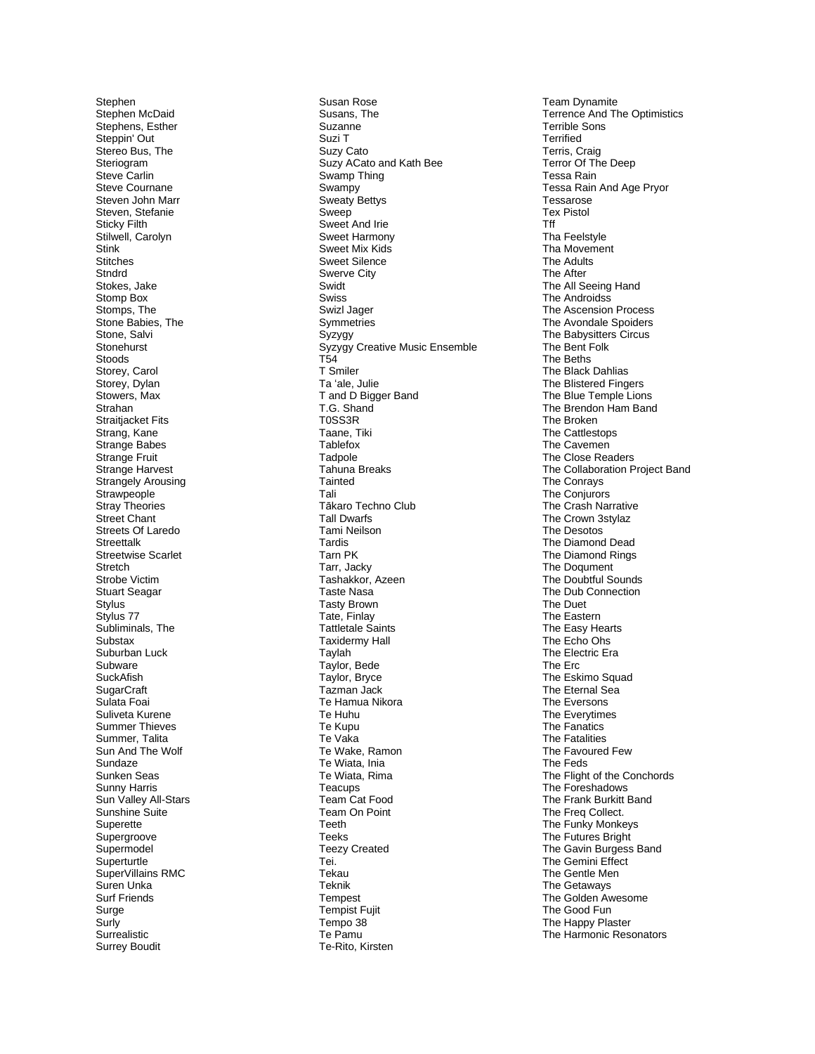Stephen
Stephen McDaid
Stephens, Esther
Steppin' Out
Stereo Bus, The
Steriogram
Steve Carlin
Steve Cournane
Steven John Marr
Steven, Stefanie
Sticky Filth
Stilwell, Carolyn
Stink
Stitches
Stndrd
Stokes, Jake
Stomp Box
Stomps, The
Stone Babies, The
Stone, Salvi
Stonehurst
Stoods
Storey, Carol
Storey, Dylan
Stowers, Max
Strahan
Straitjacket Fits
Strang, Kane
Strange Babes
Strange Fruit
Strange Harvest
Strangely Arousing
Strawpeople
Stray Theories
Street Chant
Streets Of Laredo
Streettalk
Streetwise Scarlet
Stretch
Strobe Victim
Stuart Seagar
Stylus
Stylus 77
Subliminals, The
Substax
Suburban Luck
Subware
SuckAfish
SugarCraft
Sulata Foai
Suliveta Kurene
Summer Thieves
Summer, Talita
Sun And The Wolf
Sundaze
Sunken Seas
Sunny Harris
Sun Valley All-Stars
Sunshine Suite
Superette
Supergroove
Supermodel
Superturtle
SuperVillains RMC
Suren Unka
Surf Friends
Surge
Surly
Surrealistic
Surrey Boudit
Susan Rose
Susans, The
Suzanne
Suzi T
Suzy Cato
Suzy ACato and Kath Bee
Swamp Thing
Swampy
Sweaty Bettys
Sweep
Sweet And Irie
Sweet Harmony
Sweet Mix Kids
Sweet Silence
Swerve City
Swidt
Swiss
Swizl Jager
Symmetries
Syzygy
Syzygy Creative Music Ensemble
T54
T Smiler
Ta 'ale, Julie
T and D Bigger Band
T.G. Shand
T0SS3R
Taane, Tiki
Tablefox
Tadpole
Tahuna Breaks
Tainted
Tali
Tākaro Techno Club
Tall Dwarfs
Tami Neilson
Tardis
Tarn PK
Tarr, Jacky
Tashakkor, Azeen
Taste Nasa
Tasty Brown
Tate, Finlay
Tattletale Saints
Taxidermy Hall
Taylah
Taylor, Bede
Taylor, Bryce
Tazman Jack
Te Hamua Nikora
Te Huhu
Te Kupu
Te Vaka
Te Wake, Ramon
Te Wiata, Inia
Te Wiata, Rima
Teacups
Team Cat Food
Team On Point
Teeth
Teeks
Teezy Created
Tei.
Tekau
Teknik
Tempest
Tempist Fujit
Tempo 38
Te Pamu
Te-Rito, Kirsten
Team Dynamite
Terrence And The Optimistics
Terrible Sons
Terrified
Terris, Craig
Terror Of The Deep
Tessa Rain
Tessa Rain And Age Pryor
Tessarose
Tex Pistol
Tff
Tha Feelstyle
Tha Movement
The Adults
The After
The All Seeing Hand
The Androidss
The Ascension Process
The Avondale Spoiders
The Babysitters Circus
The Bent Folk
The Beths
The Black Dahlias
The Blistered Fingers
The Blue Temple Lions
The Brendon Ham Band
The Broken
The Cattlestops
The Cavemen
The Close Readers
The Collaboration Project Band
The Conrays
The Conjurors
The Crash Narrative
The Crown 3stylaz
The Desotos
The Diamond Dead
The Diamond Rings
The Doqument
The Doubtful Sounds
The Dub Connection
The Duet
The Eastern
The Easy Hearts
The Echo Ohs
The Electric Era
The Erc
The Eskimo Squad
The Eternal Sea
The Eversons
The Everytimes
The Fanatics
The Fatalities
The Favoured Few
The Feds
The Flight of the Conchords
The Foreshadows
The Frank Burkitt Band
The Freq Collect.
The Funky Monkeys
The Futures Bright
The Gavin Burgess Band
The Gemini Effect
The Gentle Men
The Getaways
The Golden Awesome
The Good Fun
The Happy Plaster
The Harmonic Resonators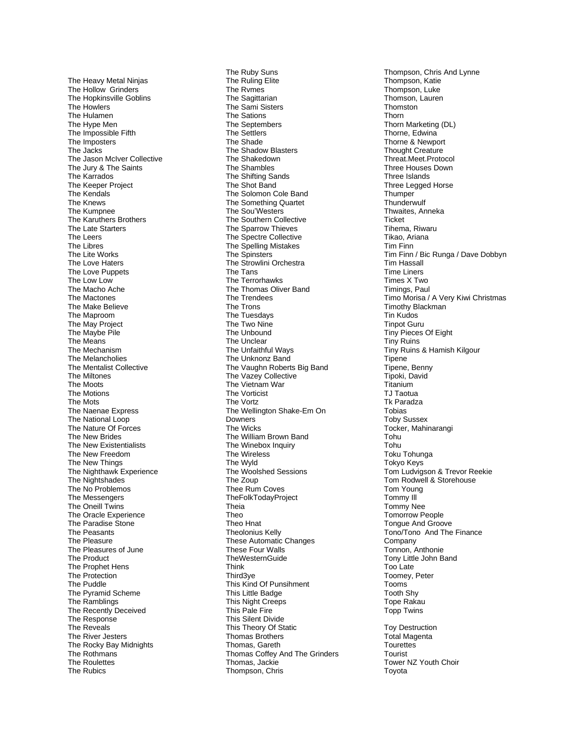The Heavy Metal Ninjas
The Hollow  Grinders
The Hopkinsville Goblins
The Howlers
The Hulamen
The Hype Men
The Impossible Fifth
The Imposters
The Jacks
The Jason McIver Collective
The Jury & The Saints
The Karrados
The Keeper Project
The Kendals
The Knews
The Kumpnee
The Karuthers Brothers
The Late Starters
The Leers
The Libres
The Lite Works
The Love Haters
The Love Puppets
The Low Low
The Macho Ache
The Mactones
The Make Believe
The Maproom
The May Project
The Maybe Pile
The Means
The Mechanism
The Melancholies
The Mentalist Collective
The Miltones
The Moots
The Motions
The Mots
The Naenae Express
The National Loop
The Nature Of Forces
The New Brides
The New Existentialists
The New Freedom
The New Things
The Nighthawk Experience
The Nightshades
The No Problemos
The Messengers
The Oneill Twins
The Oracle Experience
The Paradise Stone
The Peasants
The Pleasure
The Pleasures of June
The Product
The Prophet Hens
The Protection
The Puddle
The Pyramid Scheme
The Ramblings
The Recently Deceived
The Response
The Reveals
The River Jesters
The Rocky Bay Midnights
The Rothmans
The Roulettes
The Rubics
The Ruby Suns
The Ruling Elite
The Rvmes
The Sagittarian
The Sami Sisters
The Sations
The Septembers
The Settlers
The Shade
The Shadow Blasters
The Shakedown
The Shambles
The Shifting Sands
The Shot Band
The Solomon Cole Band
The Something Quartet
The Sou'Westers
The Southern Collective
The Sparrow Thieves
The Spectre Collective
The Spelling Mistakes
The Spinsters
The Strowlini Orchestra
The Tans
The Terrorhawks
The Thomas Oliver Band
The Trendees
The Trons
The Tuesdays
The Two Nine
The Unbound
The Unclear
The Unfaithful Ways
The Unknonz Band
The Vaughn Roberts Big Band
The Vazey Collective
The Vietnam War
The Vorticist
The Vortz
The Wellington Shake-Em On Downers
The Wicks
The William Brown Band
The Winebox Inquiry
The Wireless
The Wyld
The Woolshed Sessions
The Zoup
Thee Rum Coves
TheFolkTodayProject
Theia
Theo
Theo Hnat
Theolonius Kelly
These Automatic Changes
These Four Walls
TheWesternGuide
Think
Third3ye
This Kind Of Punsihment
This Little Badge
This Night Creeps
This Pale Fire
This Silent Divide
This Theory Of Static
Thomas Brothers
Thomas, Gareth
Thomas Coffey And The Grinders
Thomas, Jackie
Thompson, Chris
Thompson, Chris And Lynne
Thompson, Katie
Thompson, Luke
Thomson, Lauren
Thomston
Thorn
Thorn Marketing (DL)
Thorne, Edwina
Thorne & Newport
Thought Creature
Threat.Meet.Protocol
Three Houses Down
Three Islands
Three Legged Horse
Thumper
Thunderwulf
Thwaites, Anneka
Ticket
Tihema, Riwaru
Tikao, Ariana
Tim Finn
Tim Finn / Bic Runga / Dave Dobbyn
Tim Hassall
Time Liners
Times X Two
Timings, Paul
Timo Morisa / A Very Kiwi Christmas
Timothy Blackman
Tin Kudos
Tinpot Guru
Tiny Pieces Of Eight
Tiny Ruins
Tiny Ruins & Hamish Kilgour
Tipene
Tipene, Benny
Tipoki, David
Titanium
TJ Taotua
Tk Paradza
Tobias
Toby Sussex
Tocker, Mahinarangi
Tohu
Tohu
Toku Tohunga
Tokyo Keys
Tom Ludvigson & Trevor Reekie
Tom Rodwell & Storehouse
Tom Young
Tommy Ill
Tommy Nee
Tomorrow People
Tongue And Groove
Tono/Tono  And The Finance Company
Tonnon, Anthonie
Tony Little John Band
Too Late
Toomey, Peter
Tooms
Tooth Shy
Tope Rakau
Topp Twins

Toy Destruction
Total Magenta
Tourettes
Tourist
Tower NZ Youth Choir
Toyota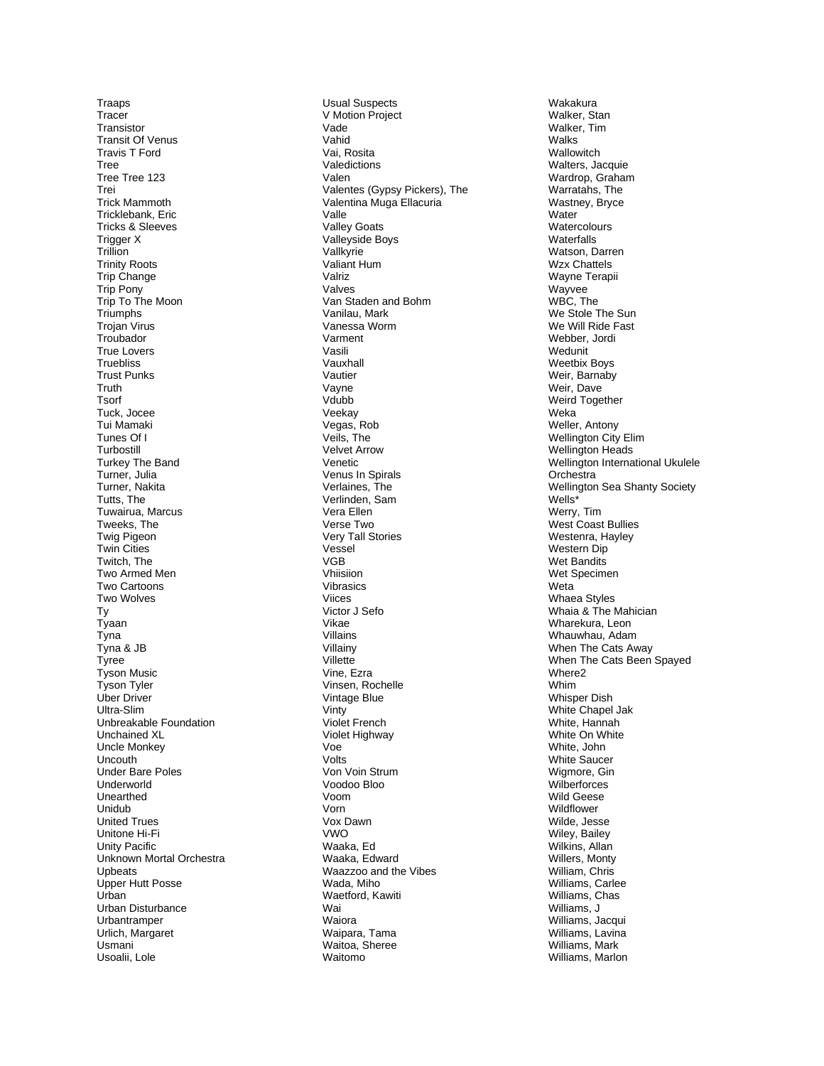Traaps
Tracer
Transistor
Transit Of Venus
Travis T Ford
Tree
Tree Tree 123
Trei
Trick Mammoth
Tricklebank, Eric
Tricks & Sleeves
Trigger X
Trillion
Trinity Roots
Trip Change
Trip Pony
Trip To The Moon
Triumphs
Trojan Virus
Troubador
True Lovers
Truebliss
Trust Punks
Truth
Tsorf
Tuck, Jocee
Tui Mamaki
Tunes Of I
Turbostill
Turkey The Band
Turner, Julia
Turner, Nakita
Tutts, The
Tuwairua, Marcus
Tweeks, The
Twig Pigeon
Twin Cities
Twitch, The
Two Armed Men
Two Cartoons
Two Wolves
Ty
Tyaan
Tyna
Tyna & JB
Tyree
Tyson Music
Tyson Tyler
Uber Driver
Ultra-Slim
Unbreakable Foundation
Unchained XL
Uncle Monkey
Uncouth
Under Bare Poles
Underworld
Unearthed
Unidub
United Trues
Unitone Hi-Fi
Unity Pacific
Unknown Mortal Orchestra
Upbeats
Upper Hutt Posse
Urban
Urban Disturbance
Urbantramper
Urlich, Margaret
Usmani
Usoalii, Lole
Usual Suspects
V Motion Project
Vade
Vahid
Vai, Rosita
Valedictions
Valen
Valentes (Gypsy Pickers), The
Valentina Muga Ellacuria
Valle
Valley Goats
Valleyside Boys
Vallkyrie
Valiant Hum
Valriz
Valves
Van Staden and Bohm
Vanilau, Mark
Vanessa Worm
Varment
Vasili
Vauxhall
Vautier
Vayne
Vdubb
Veekay
Vegas, Rob
Veils, The
Velvet Arrow
Venetic
Venus In Spirals
Verlaines, The
Verlinden, Sam
Vera Ellen
Verse Two
Very Tall Stories
Vessel
VGB
Vhiisiion
Vibrasics
Viices
Victor J Sefo
Vikae
Villains
Villainy
Villette
Vine, Ezra
Vinsen, Rochelle
Vintage Blue
Vinty
Violet French
Violet Highway
Voe
Volts
Von Voin Strum
Voodoo Bloo
Voom
Vorn
Vox Dawn
VWO
Waaka, Ed
Waaka, Edward
Waazzoo and the Vibes
Wada, Miho
Waetford, Kawiti
Wai
Waiora
Waipara, Tama
Waitoa, Sheree
Waitomo
Wakakura
Walker, Stan
Walker, Tim
Walks
Wallowitch
Walters, Jacquie
Wardrop, Graham
Warratahs, The
Wastney, Bryce
Water
Watercolours
Waterfalls
Watson, Darren
Wzx Chattels
Wayne Terapii
Wayvee
WBC, The
We Stole The Sun
We Will Ride Fast
Webber, Jordi
Wedunit
Weetbix Boys
Weir, Barnaby
Weir, Dave
Weird Together
Weka
Weller, Antony
Wellington City Elim
Wellington Heads
Wellington International Ukulele Orchestra
Wellington Sea Shanty Society
Wells*
Werry, Tim
West Coast Bullies
Westenra, Hayley
Western Dip
Wet Bandits
Wet Specimen
Weta
Whaea Styles
Whaia & The Mahician
Wharekura, Leon
Whauwhau, Adam
When The Cats Away
When The Cats Been Spayed
Where2
Whim
Whisper Dish
White Chapel Jak
White, Hannah
White On White
White, John
White Saucer
Wigmore, Gin
Wilberforces
Wild Geese
Wildflower
Wilde, Jesse
Wiley, Bailey
Wilkins, Allan
Willers, Monty
William, Chris
Williams, Carlee
Williams, Chas
Williams, J
Williams, Jacqui
Williams, Lavina
Williams, Mark
Williams, Marlon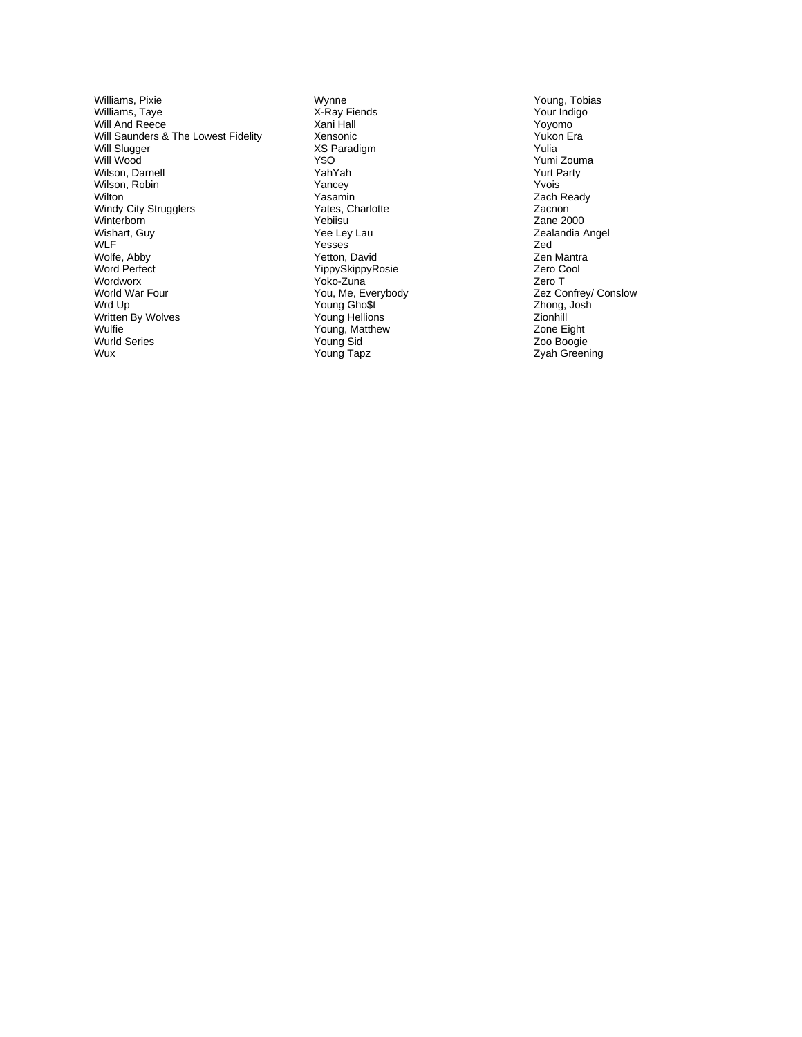Williams, Pixie
Williams, Taye
Will And Reece
Will Saunders & The Lowest Fidelity
Will Slugger
Will Wood
Wilson, Darnell
Wilson, Robin
Wilton
Windy City Strugglers
Winterborn
Wishart, Guy
WLF
Wolfe, Abby
Word Perfect
Wordworx
World War Four
Wrd Up
Written By Wolves
Wulfie
Wurld Series
Wux
Wynne
X-Ray Fiends
Xani Hall
Xensonic
XS Paradigm
Y$O
YahYah
Yancey
Yasamin
Yates, Charlotte
Yebiisu
Yee Ley Lau
Yesses
Yetton, David
YippySkippyRosie
Yoko-Zuna
You, Me, Everybody
Young Gho$t
Young Hellions
Young, Matthew
Young Sid
Young Tapz
Young, Tobias
Your Indigo
Yoyomo
Yukon Era
Yulia
Yumi Zouma
Yurt Party
Yvois
Zach Ready
Zacnon
Zane 2000
Zealandia Angel
Zed
Zen Mantra
Zero Cool
Zero T
Zez Confrey/ Conslow
Zhong, Josh
Zionhill
Zone Eight
Zoo Boogie
Zyah Greening